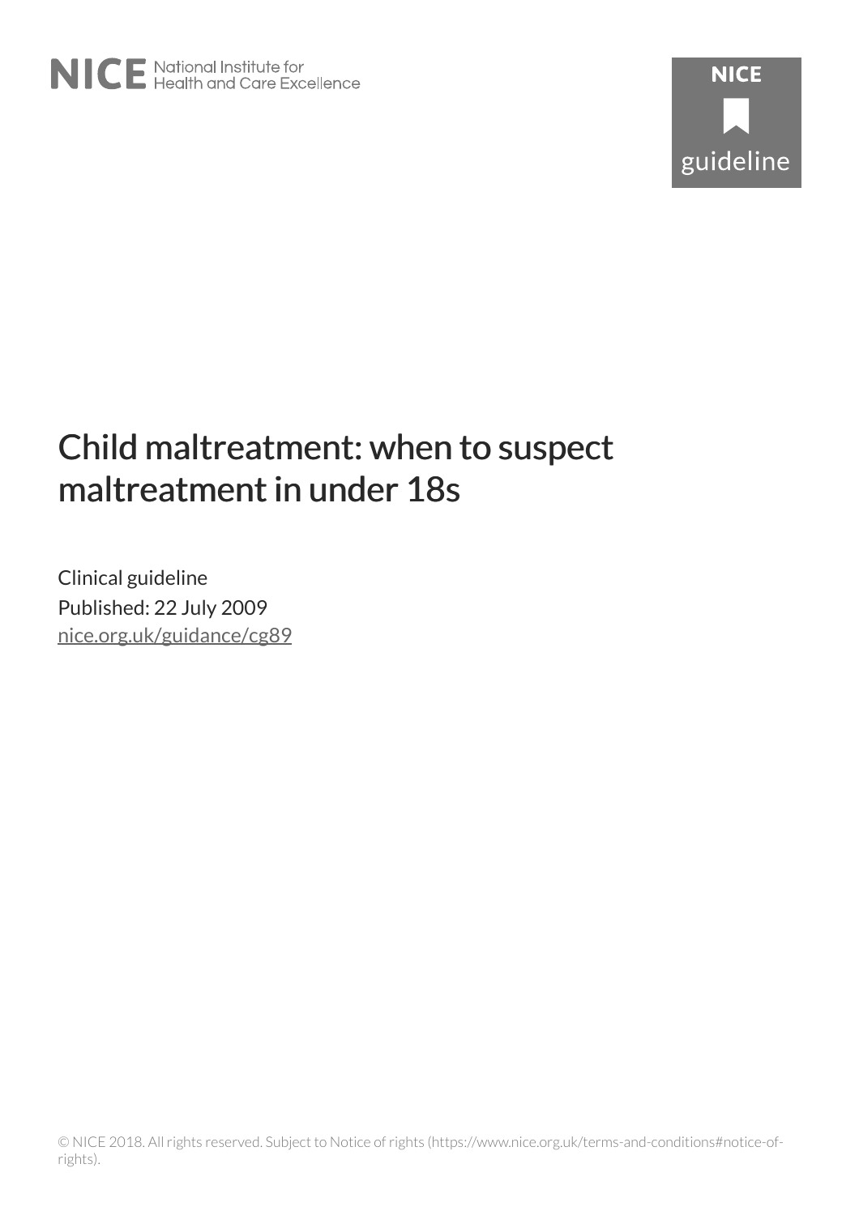NICE National Institute for Health and Care Excellence

NICE guideline

# Child maltreatment: when to suspect maltreatment in under 18s

Clinical guideline

Published: 22 July 2009

nice.org.uk/guidance/cg89

© NICE 2018. All rights reserved. Subject to Notice of rights (https://www.nice.org.uk/terms-and-conditions#notice-of-rights).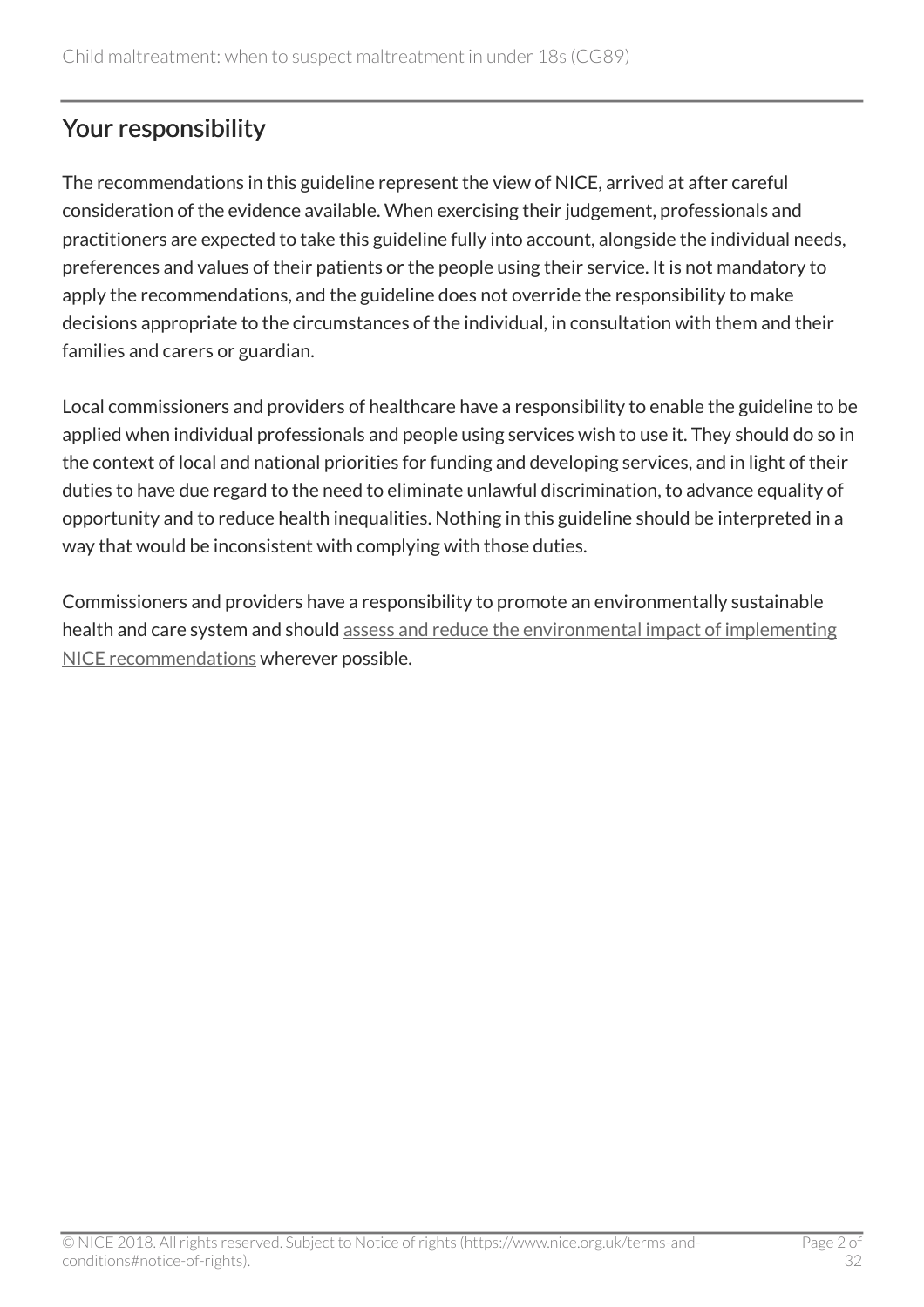## Your responsibility

The recommendations in this guideline represent the view of NICE, arrived at after careful consideration of the evidence available. When exercising their judgement, professionals and practitioners are expected to take this guideline fully into account, alongside the individual needs, preferences and values of their patients or the people using their service. It is not mandatory to apply the recommendations, and the guideline does not override the responsibility to make decisions appropriate to the circumstances of the individual, in consultation with them and their families and carers or guardian.

Local commissioners and providers of healthcare have a responsibility to enable the guideline to be applied when individual professionals and people using services wish to use it. They should do so in the context of local and national priorities for funding and developing services, and in light of their duties to have due regard to the need to eliminate unlawful discrimination, to advance equality of opportunity and to reduce health inequalities. Nothing in this guideline should be interpreted in a way that would be inconsistent with complying with those duties.

Commissioners and providers have a responsibility to promote an environmentally sustainable health and care system and should assess and reduce the environmental impact of implementing NICE recommendations wherever possible.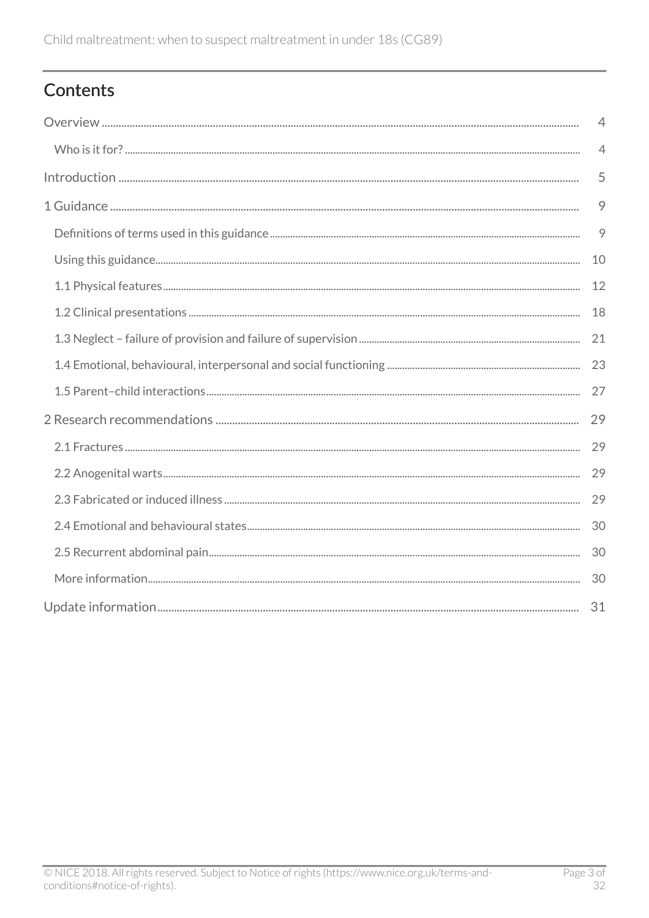## Contents

- Overview ... 4
  - Who is it for? ... 4
- Introduction ... 5
- 1 Guidance ... 9
  - Definitions of terms used in this guidance ... 9
  - Using this guidance ... 10
  - 1.1 Physical features ... 12
  - 1.2 Clinical presentations ... 18
  - 1.3 Neglect – failure of provision and failure of supervision ... 21
  - 1.4 Emotional, behavioural, interpersonal and social functioning ... 23
  - 1.5 Parent–child interactions ... 27
- 2 Research recommendations ... 29
  - 2.1 Fractures ... 29
  - 2.2 Anogenital warts ... 29
  - 2.3 Fabricated or induced illness ... 29
  - 2.4 Emotional and behavioural states ... 30
  - 2.5 Recurrent abdominal pain ... 30
  - More information ... 30
- Update information ... 31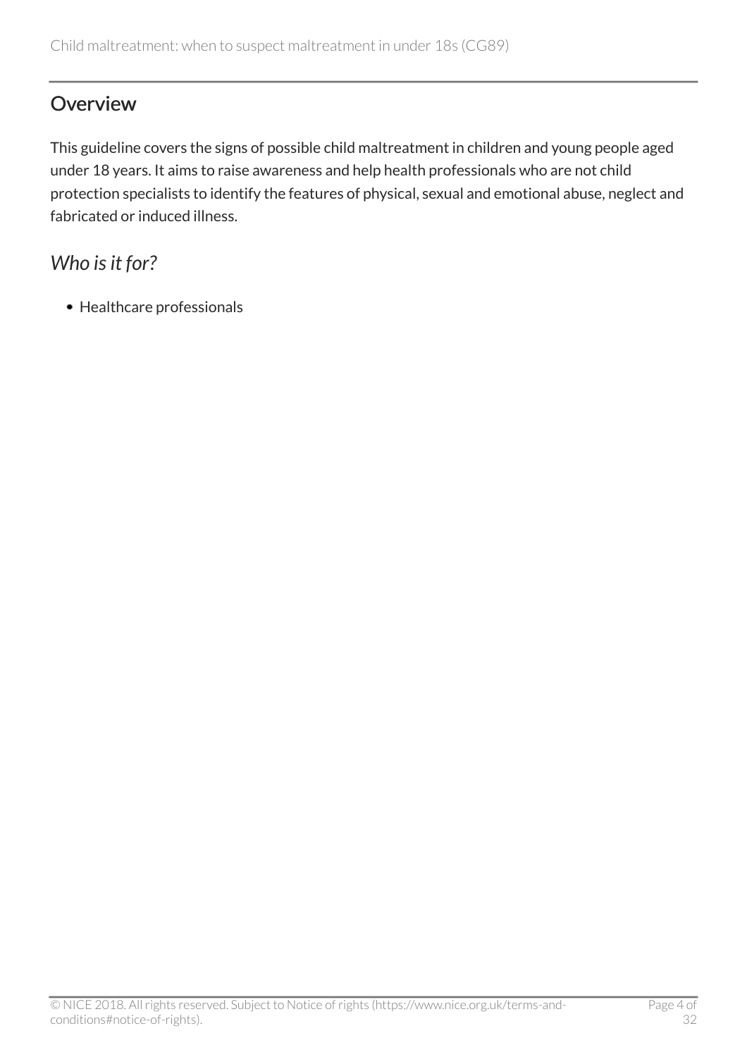## Overview

This guideline covers the signs of possible child maltreatment in children and young people aged under 18 years. It aims to raise awareness and help health professionals who are not child protection specialists to identify the features of physical, sexual and emotional abuse, neglect and fabricated or induced illness.

### *Who is it for?*

- Healthcare professionals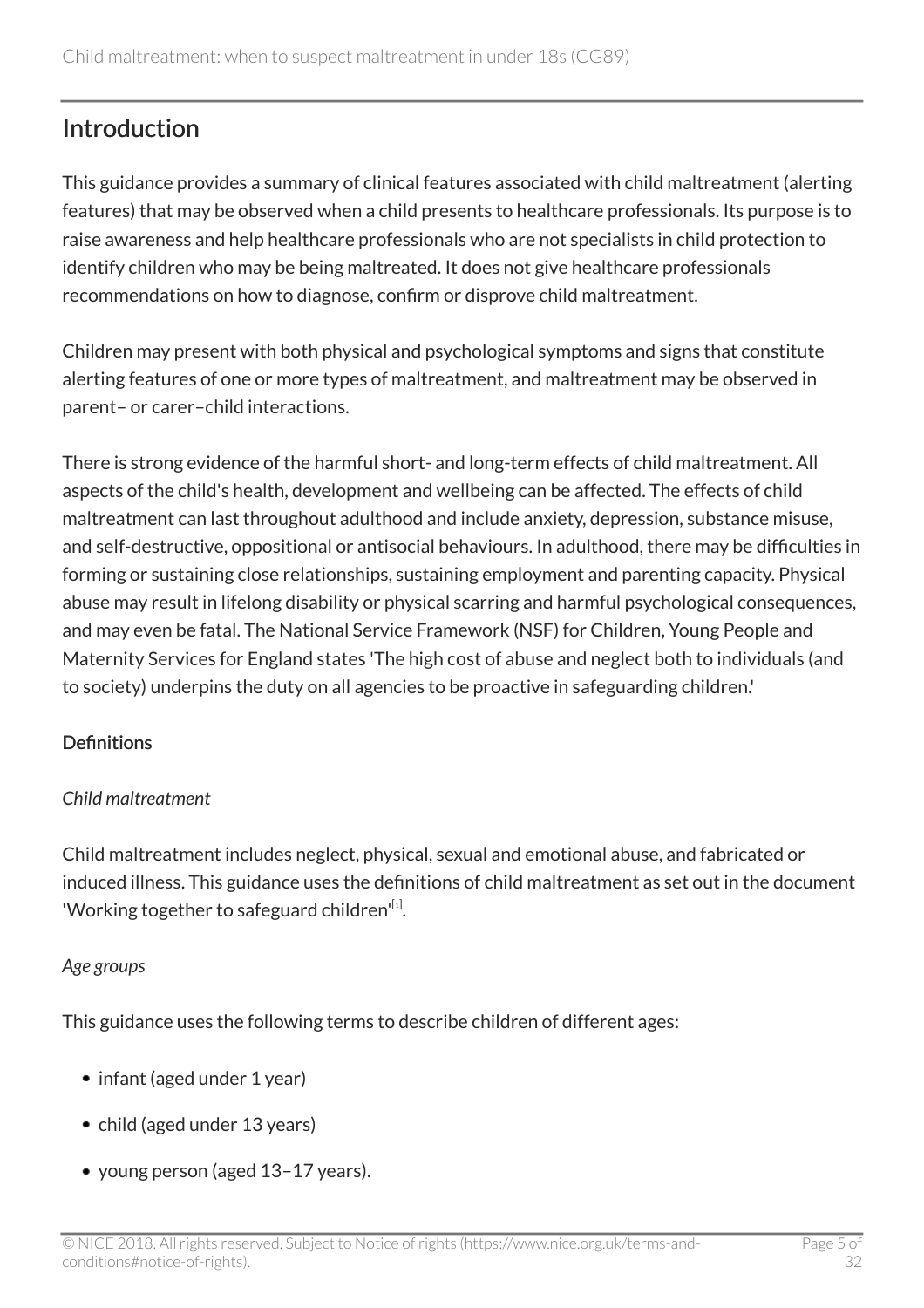## Introduction

This guidance provides a summary of clinical features associated with child maltreatment (alerting features) that may be observed when a child presents to healthcare professionals. Its purpose is to raise awareness and help healthcare professionals who are not specialists in child protection to identify children who may be being maltreated. It does not give healthcare professionals recommendations on how to diagnose, confirm or disprove child maltreatment.

Children may present with both physical and psychological symptoms and signs that constitute alerting features of one or more types of maltreatment, and maltreatment may be observed in parent– or carer–child interactions.

There is strong evidence of the harmful short- and long-term effects of child maltreatment. All aspects of the child's health, development and wellbeing can be affected. The effects of child maltreatment can last throughout adulthood and include anxiety, depression, substance misuse, and self-destructive, oppositional or antisocial behaviours. In adulthood, there may be difficulties in forming or sustaining close relationships, sustaining employment and parenting capacity. Physical abuse may result in lifelong disability or physical scarring and harmful psychological consequences, and may even be fatal. The National Service Framework (NSF) for Children, Young People and Maternity Services for England states 'The high cost of abuse and neglect both to individuals (and to society) underpins the duty on all agencies to be proactive in safeguarding children.'

**Definitions**

*Child maltreatment*

Child maltreatment includes neglect, physical, sexual and emotional abuse, and fabricated or induced illness. This guidance uses the definitions of child maltreatment as set out in the document 'Working together to safeguard children'[1].

*Age groups*

This guidance uses the following terms to describe children of different ages:

- infant (aged under 1 year)
- child (aged under 13 years)
- young person (aged 13–17 years).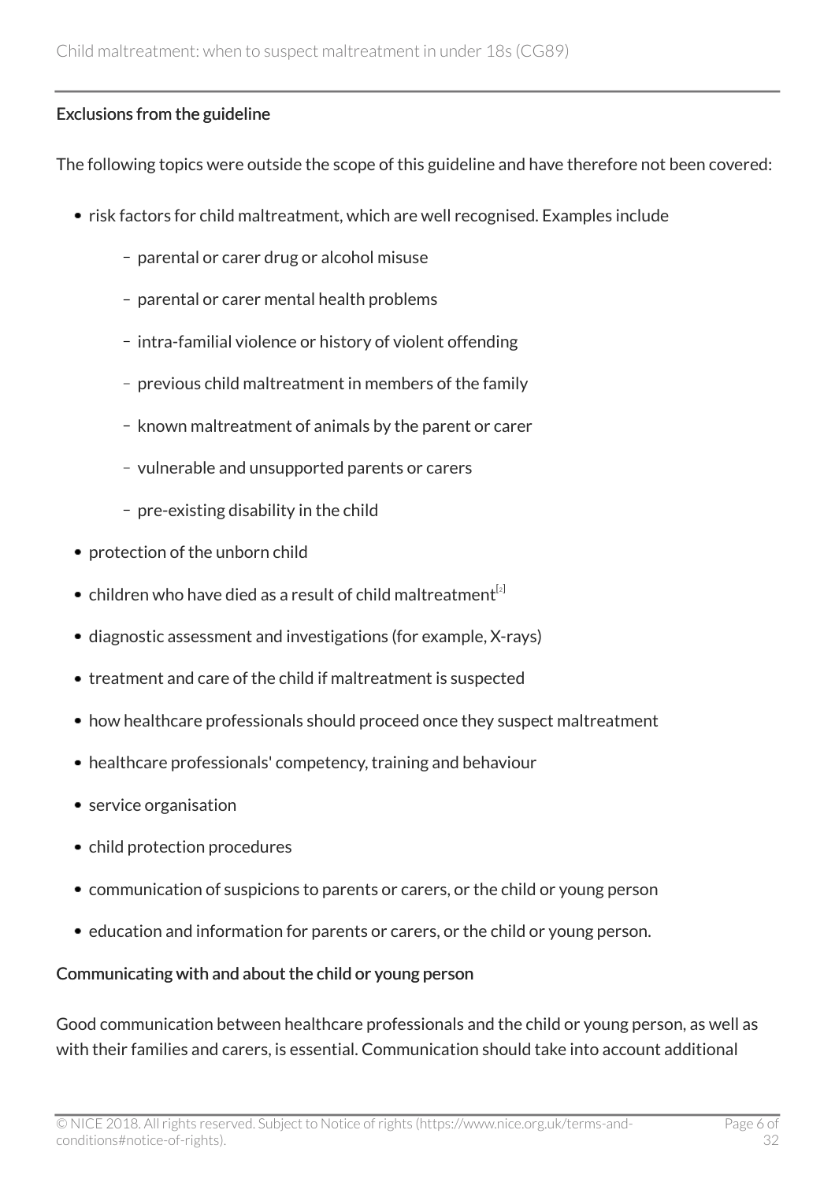### Exclusions from the guideline

The following topics were outside the scope of this guideline and have therefore not been covered:

- risk factors for child maltreatment, which are well recognised. Examples include
  - parental or carer drug or alcohol misuse
  - parental or carer mental health problems
  - intra-familial violence or history of violent offending
  - previous child maltreatment in members of the family
  - known maltreatment of animals by the parent or carer
  - vulnerable and unsupported parents or carers
  - pre-existing disability in the child
- protection of the unborn child
- children who have died as a result of child maltreatment[2]
- diagnostic assessment and investigations (for example, X-rays)
- treatment and care of the child if maltreatment is suspected
- how healthcare professionals should proceed once they suspect maltreatment
- healthcare professionals' competency, training and behaviour
- service organisation
- child protection procedures
- communication of suspicions to parents or carers, or the child or young person
- education and information for parents or carers, or the child or young person.

### Communicating with and about the child or young person

Good communication between healthcare professionals and the child or young person, as well as with their families and carers, is essential. Communication should take into account additional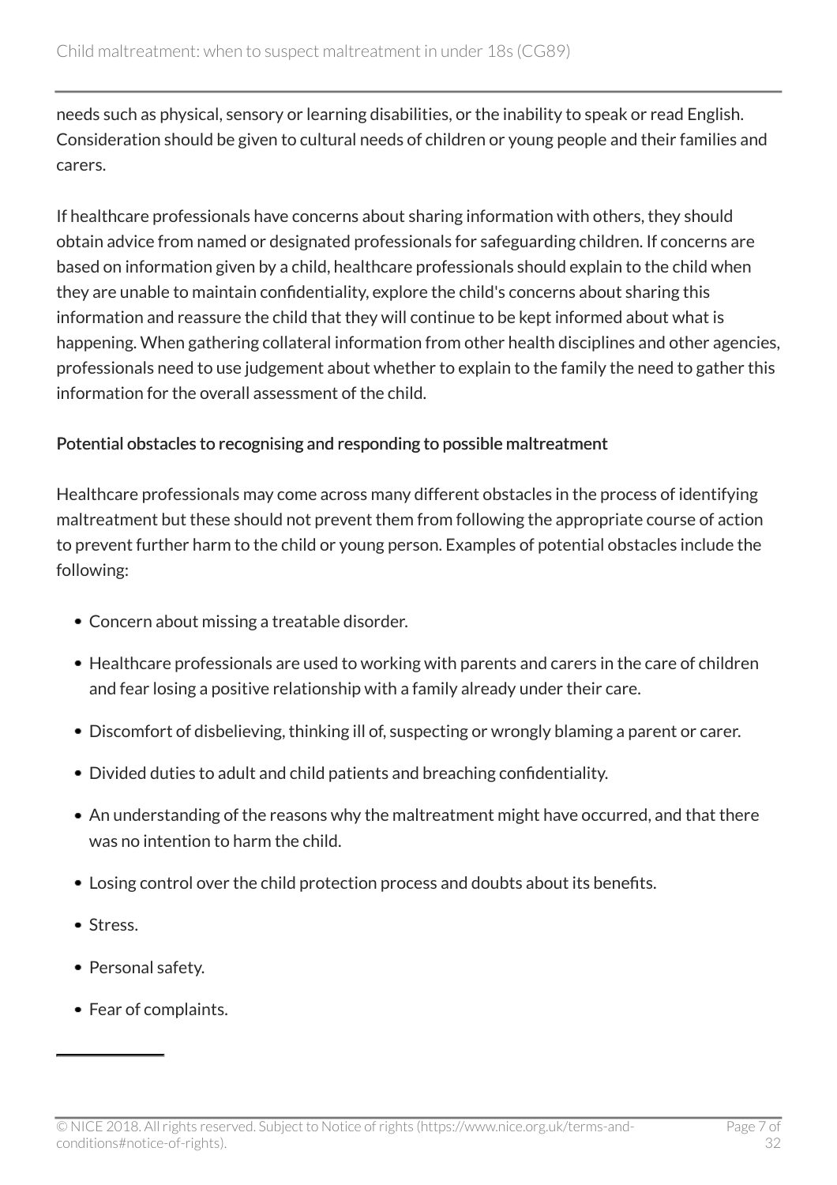needs such as physical, sensory or learning disabilities, or the inability to speak or read English. Consideration should be given to cultural needs of children or young people and their families and carers.

If healthcare professionals have concerns about sharing information with others, they should obtain advice from named or designated professionals for safeguarding children. If concerns are based on information given by a child, healthcare professionals should explain to the child when they are unable to maintain confidentiality, explore the child's concerns about sharing this information and reassure the child that they will continue to be kept informed about what is happening. When gathering collateral information from other health disciplines and other agencies, professionals need to use judgement about whether to explain to the family the need to gather this information for the overall assessment of the child.

### Potential obstacles to recognising and responding to possible maltreatment

Healthcare professionals may come across many different obstacles in the process of identifying maltreatment but these should not prevent them from following the appropriate course of action to prevent further harm to the child or young person. Examples of potential obstacles include the following:

- Concern about missing a treatable disorder.
- Healthcare professionals are used to working with parents and carers in the care of children and fear losing a positive relationship with a family already under their care.
- Discomfort of disbelieving, thinking ill of, suspecting or wrongly blaming a parent or carer.
- Divided duties to adult and child patients and breaching confidentiality.
- An understanding of the reasons why the maltreatment might have occurred, and that there was no intention to harm the child.
- Losing control over the child protection process and doubts about its benefits.
- Stress.
- Personal safety.
- Fear of complaints.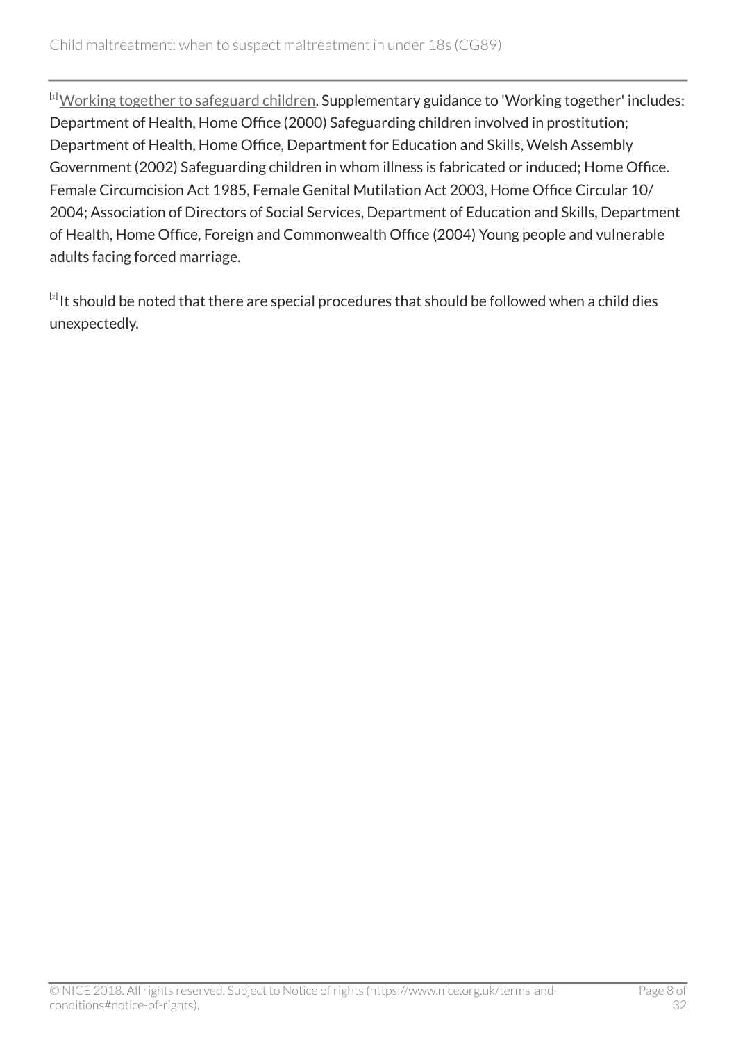[1] Working together to safeguard children. Supplementary guidance to 'Working together' includes: Department of Health, Home Office (2000) Safeguarding children involved in prostitution; Department of Health, Home Office, Department for Education and Skills, Welsh Assembly Government (2002) Safeguarding children in whom illness is fabricated or induced; Home Office. Female Circumcision Act 1985, Female Genital Mutilation Act 2003, Home Office Circular 10/2004; Association of Directors of Social Services, Department of Education and Skills, Department of Health, Home Office, Foreign and Commonwealth Office (2004) Young people and vulnerable adults facing forced marriage.

[2] It should be noted that there are special procedures that should be followed when a child dies unexpectedly.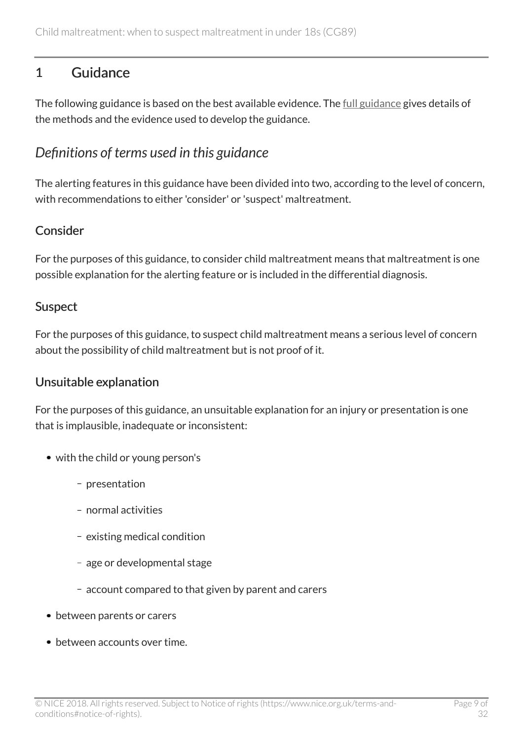# 1 Guidance

The following guidance is based on the best available evidence. The full guidance gives details of the methods and the evidence used to develop the guidance.

## *Definitions of terms used in this guidance*

The alerting features in this guidance have been divided into two, according to the level of concern, with recommendations to either 'consider' or 'suspect' maltreatment.

### Consider

For the purposes of this guidance, to consider child maltreatment means that maltreatment is one possible explanation for the alerting feature or is included in the differential diagnosis.

### Suspect

For the purposes of this guidance, to suspect child maltreatment means a serious level of concern about the possibility of child maltreatment but is not proof of it.

### Unsuitable explanation

For the purposes of this guidance, an unsuitable explanation for an injury or presentation is one that is implausible, inadequate or inconsistent:

- with the child or young person's
  - presentation
  - normal activities
  - existing medical condition
  - age or developmental stage
  - account compared to that given by parent and carers
- between parents or carers
- between accounts over time.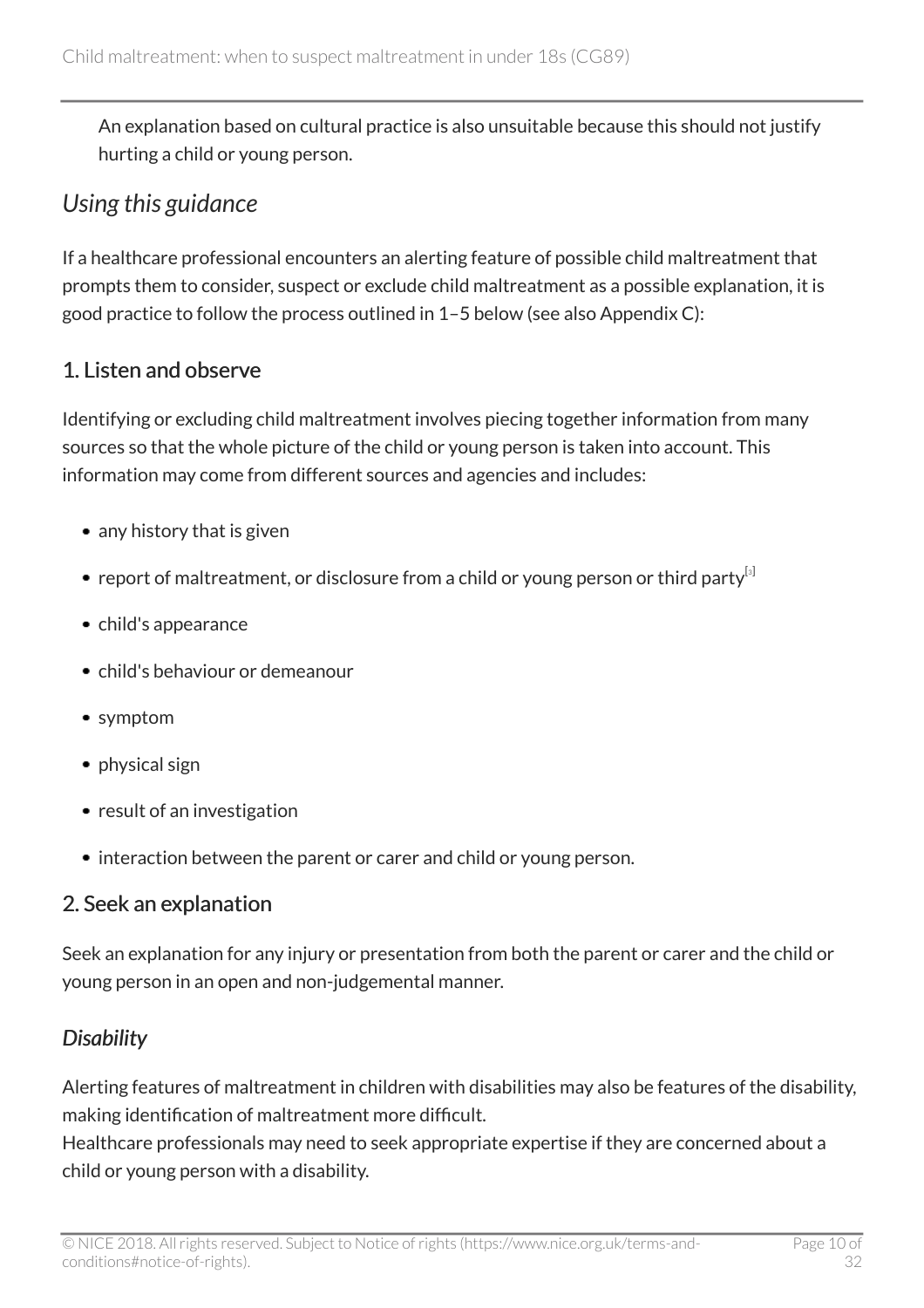An explanation based on cultural practice is also unsuitable because this should not justify hurting a child or young person.

## *Using this guidance*

If a healthcare professional encounters an alerting feature of possible child maltreatment that prompts them to consider, suspect or exclude child maltreatment as a possible explanation, it is good practice to follow the process outlined in 1–5 below (see also Appendix C):

### 1. Listen and observe

Identifying or excluding child maltreatment involves piecing together information from many sources so that the whole picture of the child or young person is taken into account. This information may come from different sources and agencies and includes:

- any history that is given
- report of maltreatment, or disclosure from a child or young person or third party[3]
- child's appearance
- child's behaviour or demeanour
- symptom
- physical sign
- result of an investigation
- interaction between the parent or carer and child or young person.

### 2. Seek an explanation

Seek an explanation for any injury or presentation from both the parent or carer and the child or young person in an open and non-judgemental manner.

### *Disability*

Alerting features of maltreatment in children with disabilities may also be features of the disability, making identification of maltreatment more difficult.
Healthcare professionals may need to seek appropriate expertise if they are concerned about a child or young person with a disability.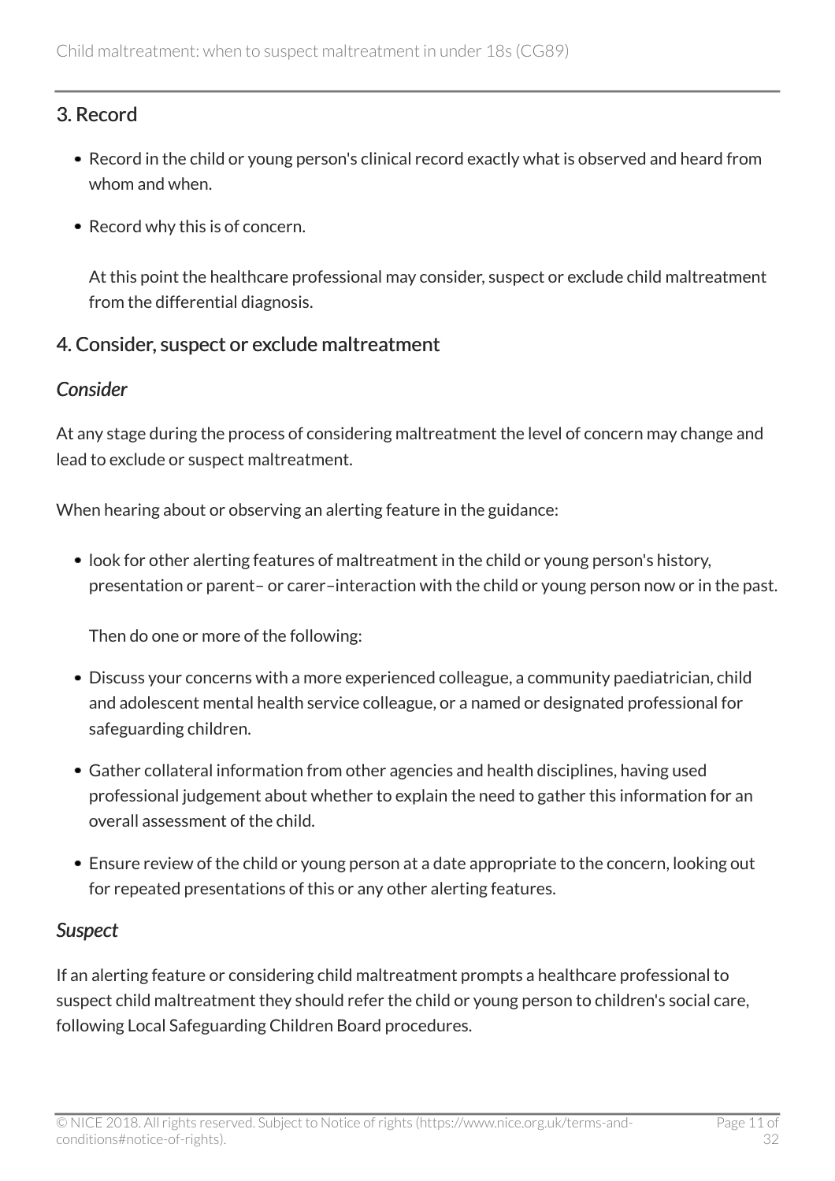## 3. Record

- Record in the child or young person's clinical record exactly what is observed and heard from whom and when.
- Record why this is of concern.

  At this point the healthcare professional may consider, suspect or exclude child maltreatment from the differential diagnosis.

## 4. Consider, suspect or exclude maltreatment

### *Consider*

At any stage during the process of considering maltreatment the level of concern may change and lead to exclude or suspect maltreatment.

When hearing about or observing an alerting feature in the guidance:

- look for other alerting features of maltreatment in the child or young person's history, presentation or parent– or carer–interaction with the child or young person now or in the past.

  Then do one or more of the following:

- Discuss your concerns with a more experienced colleague, a community paediatrician, child and adolescent mental health service colleague, or a named or designated professional for safeguarding children.
- Gather collateral information from other agencies and health disciplines, having used professional judgement about whether to explain the need to gather this information for an overall assessment of the child.
- Ensure review of the child or young person at a date appropriate to the concern, looking out for repeated presentations of this or any other alerting features.

### *Suspect*

If an alerting feature or considering child maltreatment prompts a healthcare professional to suspect child maltreatment they should refer the child or young person to children's social care, following Local Safeguarding Children Board procedures.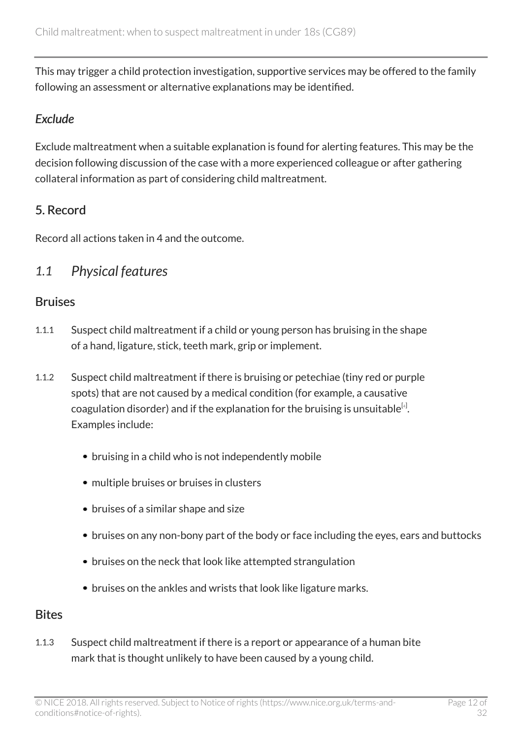This may trigger a child protection investigation, supportive services may be offered to the family following an assessment or alternative explanations may be identified.

### *Exclude*

Exclude maltreatment when a suitable explanation is found for alerting features. This may be the decision following discussion of the case with a more experienced colleague or after gathering collateral information as part of considering child maltreatment.

### 5. Record

Record all actions taken in 4 and the outcome.

## *1.1 Physical features*

### Bruises

1.1.1 Suspect child maltreatment if a child or young person has bruising in the shape of a hand, ligature, stick, teeth mark, grip or implement.

1.1.2 Suspect child maltreatment if there is bruising or petechiae (tiny red or purple spots) that are not caused by a medical condition (for example, a causative coagulation disorder) and if the explanation for the bruising is unsuitable[4]. Examples include:

- bruising in a child who is not independently mobile
- multiple bruises or bruises in clusters
- bruises of a similar shape and size
- bruises on any non-bony part of the body or face including the eyes, ears and buttocks
- bruises on the neck that look like attempted strangulation
- bruises on the ankles and wrists that look like ligature marks.

### Bites

1.1.3 Suspect child maltreatment if there is a report or appearance of a human bite mark that is thought unlikely to have been caused by a young child.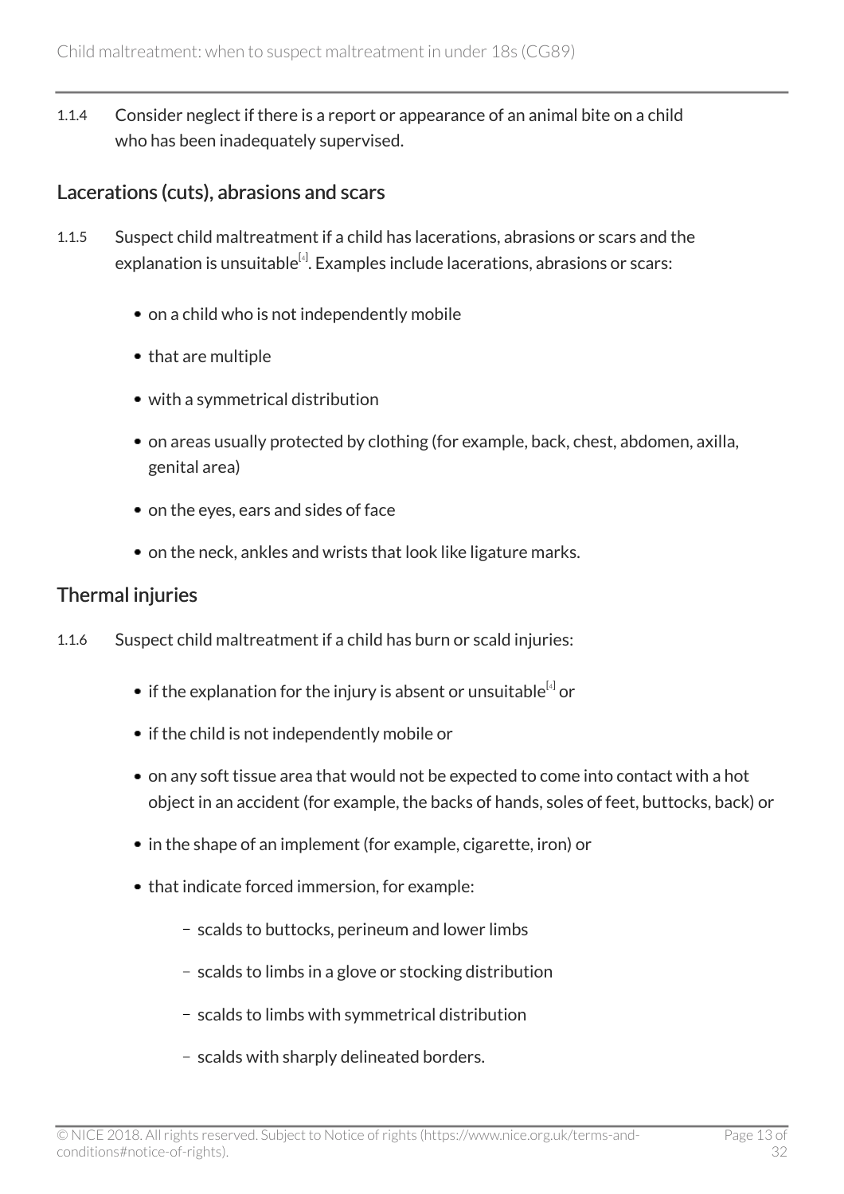1.1.4 Consider neglect if there is a report or appearance of an animal bite on a child who has been inadequately supervised.

## Lacerations (cuts), abrasions and scars

1.1.5 Suspect child maltreatment if a child has lacerations, abrasions or scars and the explanation is unsuitable[4]. Examples include lacerations, abrasions or scars:

- on a child who is not independently mobile
- that are multiple
- with a symmetrical distribution
- on areas usually protected by clothing (for example, back, chest, abdomen, axilla, genital area)
- on the eyes, ears and sides of face
- on the neck, ankles and wrists that look like ligature marks.

## Thermal injuries

1.1.6 Suspect child maltreatment if a child has burn or scald injuries:

- if the explanation for the injury is absent or unsuitable[4] or
- if the child is not independently mobile or
- on any soft tissue area that would not be expected to come into contact with a hot object in an accident (for example, the backs of hands, soles of feet, buttocks, back) or
- in the shape of an implement (for example, cigarette, iron) or
- that indicate forced immersion, for example:
  - scalds to buttocks, perineum and lower limbs
  - scalds to limbs in a glove or stocking distribution
  - scalds to limbs with symmetrical distribution
  - scalds with sharply delineated borders.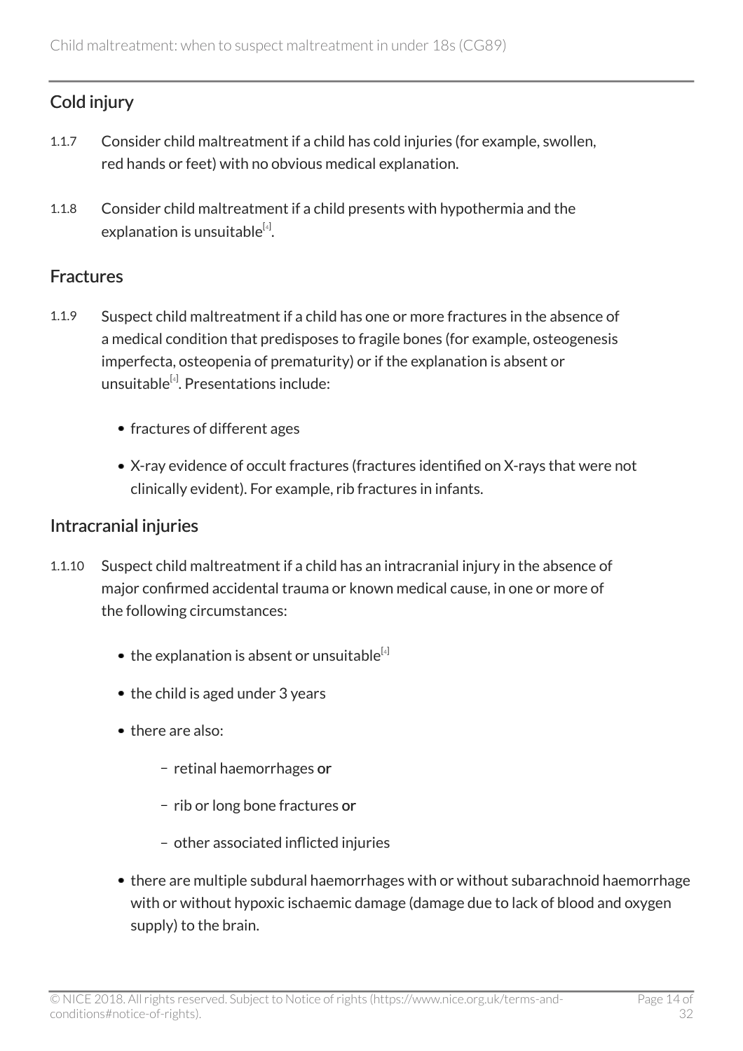## Cold injury

1.1.7 Consider child maltreatment if a child has cold injuries (for example, swollen, red hands or feet) with no obvious medical explanation.

1.1.8 Consider child maltreatment if a child presents with hypothermia and the explanation is unsuitable[4].

## Fractures

1.1.9 Suspect child maltreatment if a child has one or more fractures in the absence of a medical condition that predisposes to fragile bones (for example, osteogenesis imperfecta, osteopenia of prematurity) or if the explanation is absent or unsuitable[4]. Presentations include:

- fractures of different ages
- X-ray evidence of occult fractures (fractures identified on X-rays that were not clinically evident). For example, rib fractures in infants.

## Intracranial injuries

1.1.10 Suspect child maltreatment if a child has an intracranial injury in the absence of major confirmed accidental trauma or known medical cause, in one or more of the following circumstances:

- the explanation is absent or unsuitable[4]
- the child is aged under 3 years
- there are also:
  - retinal haemorrhages **or**
  - rib or long bone fractures **or**
  - other associated inflicted injuries
- there are multiple subdural haemorrhages with or without subarachnoid haemorrhage with or without hypoxic ischaemic damage (damage due to lack of blood and oxygen supply) to the brain.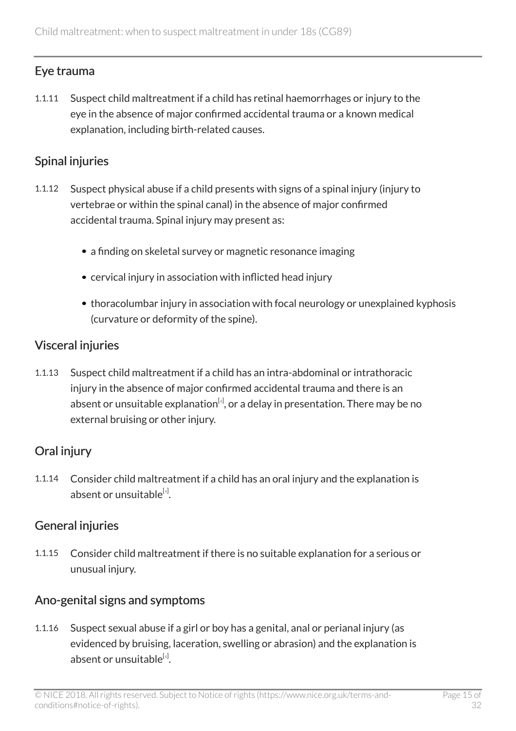## Eye trauma

1.1.11 Suspect child maltreatment if a child has retinal haemorrhages or injury to the eye in the absence of major confirmed accidental trauma or a known medical explanation, including birth-related causes.

## Spinal injuries

1.1.12 Suspect physical abuse if a child presents with signs of a spinal injury (injury to vertebrae or within the spinal canal) in the absence of major confirmed accidental trauma. Spinal injury may present as:

- a finding on skeletal survey or magnetic resonance imaging
- cervical injury in association with inflicted head injury
- thoracolumbar injury in association with focal neurology or unexplained kyphosis (curvature or deformity of the spine).

## Visceral injuries

1.1.13 Suspect child maltreatment if a child has an intra-abdominal or intrathoracic injury in the absence of major confirmed accidental trauma and there is an absent or unsuitable explanation[4], or a delay in presentation. There may be no external bruising or other injury.

## Oral injury

1.1.14 Consider child maltreatment if a child has an oral injury and the explanation is absent or unsuitable[4].

## General injuries

1.1.15 Consider child maltreatment if there is no suitable explanation for a serious or unusual injury.

## Ano-genital signs and symptoms

1.1.16 Suspect sexual abuse if a girl or boy has a genital, anal or perianal injury (as evidenced by bruising, laceration, swelling or abrasion) and the explanation is absent or unsuitable[4].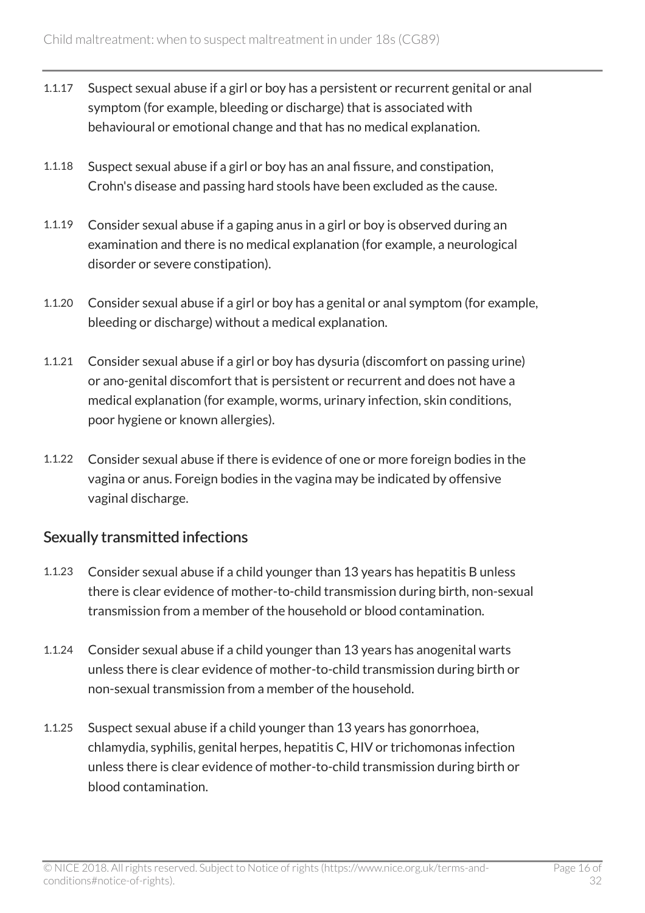1.1.17 Suspect sexual abuse if a girl or boy has a persistent or recurrent genital or anal symptom (for example, bleeding or discharge) that is associated with behavioural or emotional change and that has no medical explanation.

1.1.18 Suspect sexual abuse if a girl or boy has an anal fissure, and constipation, Crohn's disease and passing hard stools have been excluded as the cause.

1.1.19 Consider sexual abuse if a gaping anus in a girl or boy is observed during an examination and there is no medical explanation (for example, a neurological disorder or severe constipation).

1.1.20 Consider sexual abuse if a girl or boy has a genital or anal symptom (for example, bleeding or discharge) without a medical explanation.

1.1.21 Consider sexual abuse if a girl or boy has dysuria (discomfort on passing urine) or ano-genital discomfort that is persistent or recurrent and does not have a medical explanation (for example, worms, urinary infection, skin conditions, poor hygiene or known allergies).

1.1.22 Consider sexual abuse if there is evidence of one or more foreign bodies in the vagina or anus. Foreign bodies in the vagina may be indicated by offensive vaginal discharge.

## Sexually transmitted infections

1.1.23 Consider sexual abuse if a child younger than 13 years has hepatitis B unless there is clear evidence of mother-to-child transmission during birth, non-sexual transmission from a member of the household or blood contamination.

1.1.24 Consider sexual abuse if a child younger than 13 years has anogenital warts unless there is clear evidence of mother-to-child transmission during birth or non-sexual transmission from a member of the household.

1.1.25 Suspect sexual abuse if a child younger than 13 years has gonorrhoea, chlamydia, syphilis, genital herpes, hepatitis C, HIV or trichomonas infection unless there is clear evidence of mother-to-child transmission during birth or blood contamination.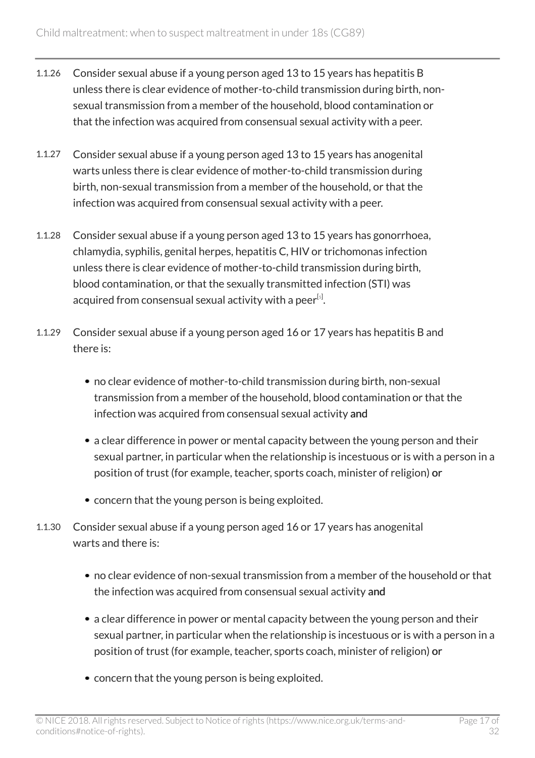1.1.26 Consider sexual abuse if a young person aged 13 to 15 years has hepatitis B unless there is clear evidence of mother-to-child transmission during birth, non-sexual transmission from a member of the household, blood contamination or that the infection was acquired from consensual sexual activity with a peer.

1.1.27 Consider sexual abuse if a young person aged 13 to 15 years has anogenital warts unless there is clear evidence of mother-to-child transmission during birth, non-sexual transmission from a member of the household, or that the infection was acquired from consensual sexual activity with a peer.

1.1.28 Consider sexual abuse if a young person aged 13 to 15 years has gonorrhoea, chlamydia, syphilis, genital herpes, hepatitis C, HIV or trichomonas infection unless there is clear evidence of mother-to-child transmission during birth, blood contamination, or that the sexually transmitted infection (STI) was acquired from consensual sexual activity with a peer[5].

1.1.29 Consider sexual abuse if a young person aged 16 or 17 years has hepatitis B and there is:

- no clear evidence of mother-to-child transmission during birth, non-sexual transmission from a member of the household, blood contamination or that the infection was acquired from consensual sexual activity **and**
- a clear difference in power or mental capacity between the young person and their sexual partner, in particular when the relationship is incestuous or is with a person in a position of trust (for example, teacher, sports coach, minister of religion) **or**
- concern that the young person is being exploited.

1.1.30 Consider sexual abuse if a young person aged 16 or 17 years has anogenital warts and there is:

- no clear evidence of non-sexual transmission from a member of the household or that the infection was acquired from consensual sexual activity **and**
- a clear difference in power or mental capacity between the young person and their sexual partner, in particular when the relationship is incestuous or is with a person in a position of trust (for example, teacher, sports coach, minister of religion) **or**
- concern that the young person is being exploited.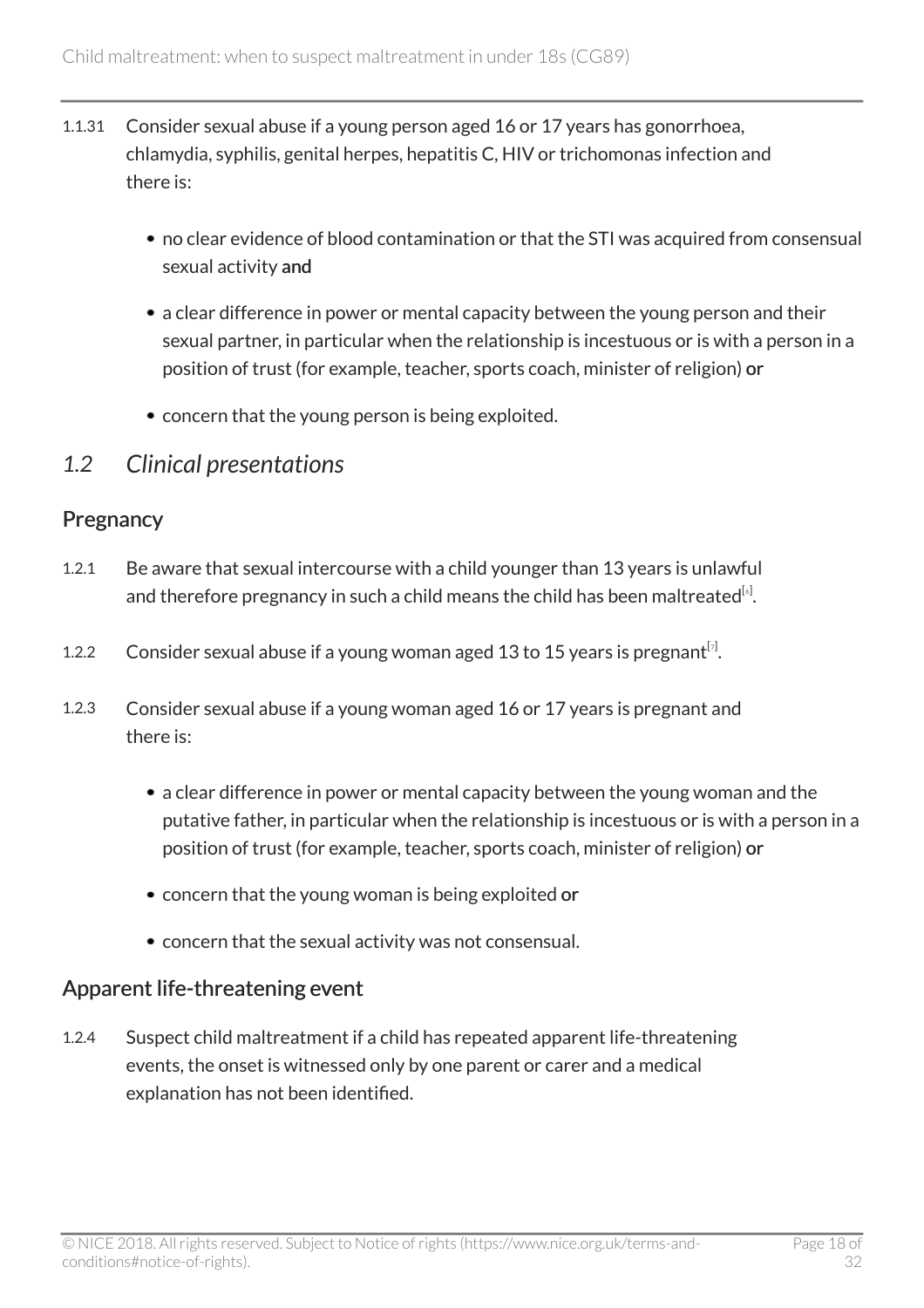1.1.31 Consider sexual abuse if a young person aged 16 or 17 years has gonorrhoea, chlamydia, syphilis, genital herpes, hepatitis C, HIV or trichomonas infection and there is:

- no clear evidence of blood contamination or that the STI was acquired from consensual sexual activity **and**
- a clear difference in power or mental capacity between the young person and their sexual partner, in particular when the relationship is incestuous or is with a person in a position of trust (for example, teacher, sports coach, minister of religion) **or**
- concern that the young person is being exploited.

## *1.2 Clinical presentations*

### Pregnancy

1.2.1 Be aware that sexual intercourse with a child younger than 13 years is unlawful and therefore pregnancy in such a child means the child has been maltreated[6].

1.2.2 Consider sexual abuse if a young woman aged 13 to 15 years is pregnant[7].

1.2.3 Consider sexual abuse if a young woman aged 16 or 17 years is pregnant and there is:

- a clear difference in power or mental capacity between the young woman and the putative father, in particular when the relationship is incestuous or is with a person in a position of trust (for example, teacher, sports coach, minister of religion) **or**
- concern that the young woman is being exploited **or**
- concern that the sexual activity was not consensual.

### Apparent life-threatening event

1.2.4 Suspect child maltreatment if a child has repeated apparent life-threatening events, the onset is witnessed only by one parent or carer and a medical explanation has not been identified.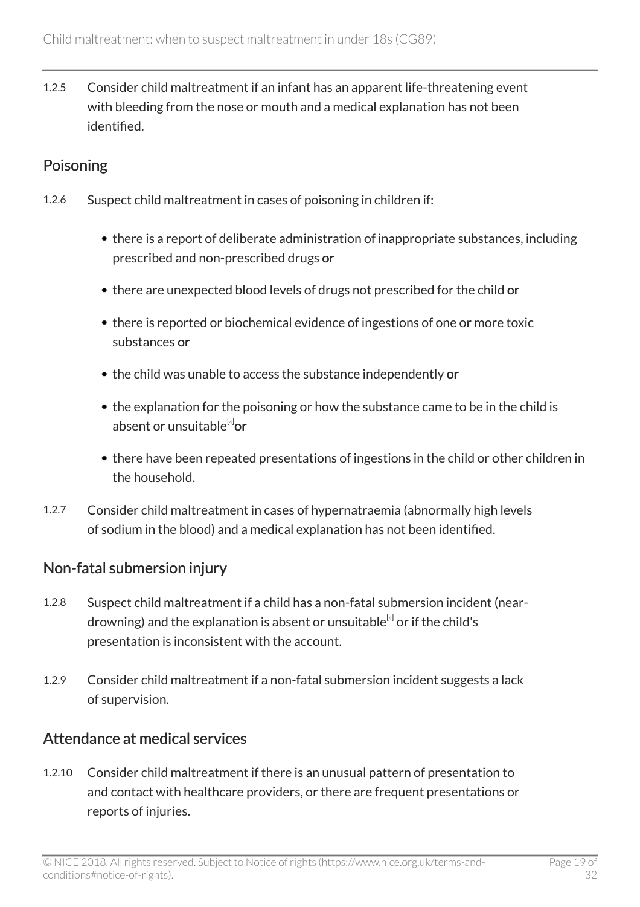1.2.5 Consider child maltreatment if an infant has an apparent life-threatening event with bleeding from the nose or mouth and a medical explanation has not been identified.

## Poisoning

1.2.6 Suspect child maltreatment in cases of poisoning in children if:

- there is a report of deliberate administration of inappropriate substances, including prescribed and non-prescribed drugs **or**
- there are unexpected blood levels of drugs not prescribed for the child **or**
- there is reported or biochemical evidence of ingestions of one or more toxic substances **or**
- the child was unable to access the substance independently **or**
- the explanation for the poisoning or how the substance came to be in the child is absent or unsuitable[4] **or**
- there have been repeated presentations of ingestions in the child or other children in the household.

1.2.7 Consider child maltreatment in cases of hypernatraemia (abnormally high levels of sodium in the blood) and a medical explanation has not been identified.

## Non-fatal submersion injury

1.2.8 Suspect child maltreatment if a child has a non-fatal submersion incident (near-drowning) and the explanation is absent or unsuitable[4] or if the child's presentation is inconsistent with the account.

1.2.9 Consider child maltreatment if a non-fatal submersion incident suggests a lack of supervision.

## Attendance at medical services

1.2.10 Consider child maltreatment if there is an unusual pattern of presentation to and contact with healthcare providers, or there are frequent presentations or reports of injuries.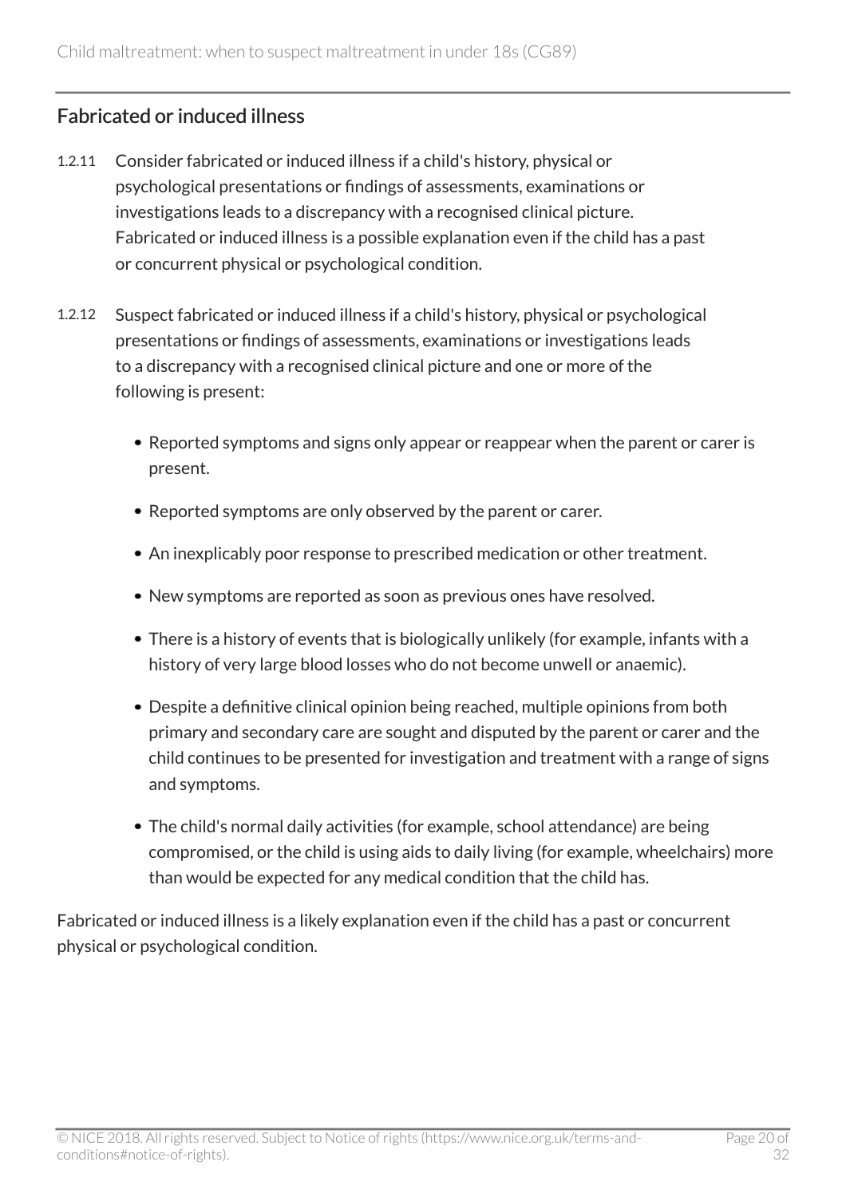## Fabricated or induced illness

1.2.11 Consider fabricated or induced illness if a child's history, physical or psychological presentations or findings of assessments, examinations or investigations leads to a discrepancy with a recognised clinical picture. Fabricated or induced illness is a possible explanation even if the child has a past or concurrent physical or psychological condition.

1.2.12 Suspect fabricated or induced illness if a child's history, physical or psychological presentations or findings of assessments, examinations or investigations leads to a discrepancy with a recognised clinical picture and one or more of the following is present:

- Reported symptoms and signs only appear or reappear when the parent or carer is present.
- Reported symptoms are only observed by the parent or carer.
- An inexplicably poor response to prescribed medication or other treatment.
- New symptoms are reported as soon as previous ones have resolved.
- There is a history of events that is biologically unlikely (for example, infants with a history of very large blood losses who do not become unwell or anaemic).
- Despite a definitive clinical opinion being reached, multiple opinions from both primary and secondary care are sought and disputed by the parent or carer and the child continues to be presented for investigation and treatment with a range of signs and symptoms.
- The child's normal daily activities (for example, school attendance) are being compromised, or the child is using aids to daily living (for example, wheelchairs) more than would be expected for any medical condition that the child has.

Fabricated or induced illness is a likely explanation even if the child has a past or concurrent physical or psychological condition.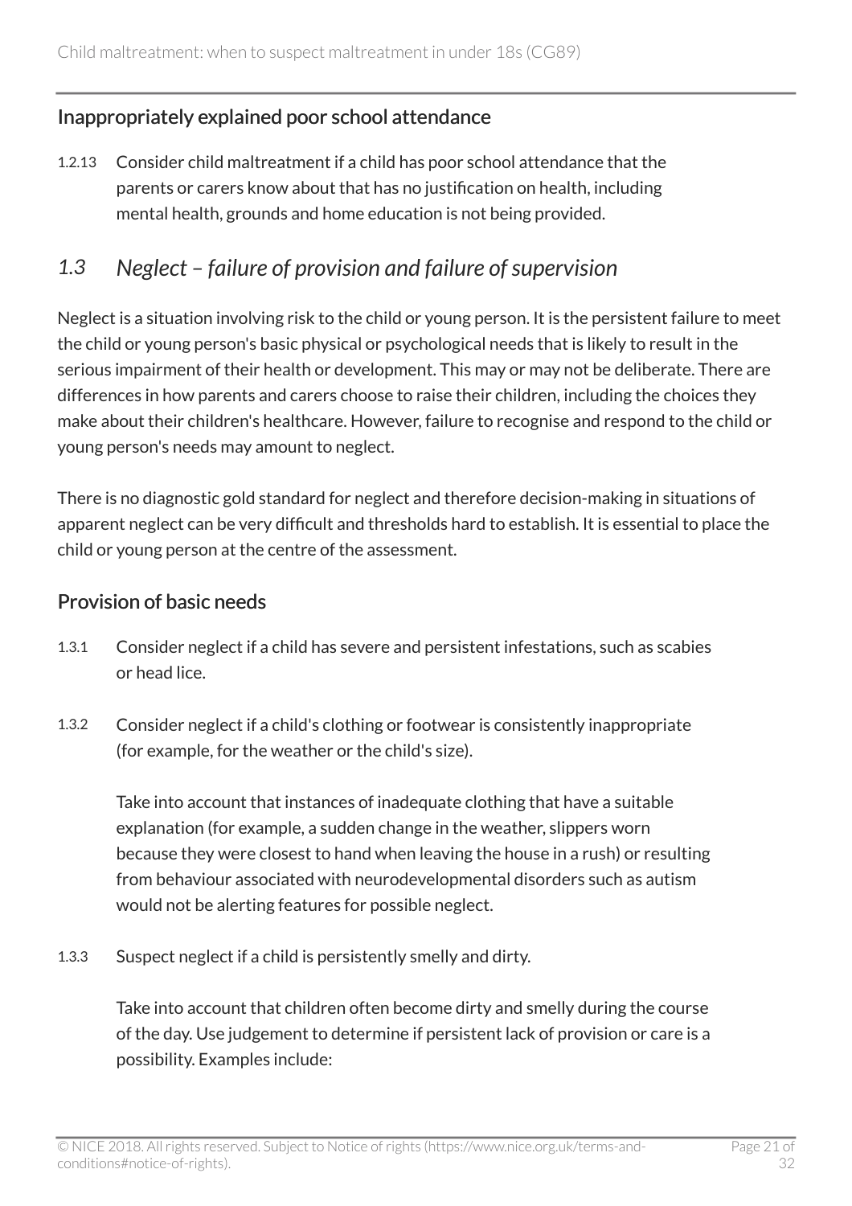### Inappropriately explained poor school attendance

1.2.13 Consider child maltreatment if a child has poor school attendance that the parents or carers know about that has no justification on health, including mental health, grounds and home education is not being provided.

## *1.3 Neglect – failure of provision and failure of supervision*

Neglect is a situation involving risk to the child or young person. It is the persistent failure to meet the child or young person's basic physical or psychological needs that is likely to result in the serious impairment of their health or development. This may or may not be deliberate. There are differences in how parents and carers choose to raise their children, including the choices they make about their children's healthcare. However, failure to recognise and respond to the child or young person's needs may amount to neglect.

There is no diagnostic gold standard for neglect and therefore decision-making in situations of apparent neglect can be very difficult and thresholds hard to establish. It is essential to place the child or young person at the centre of the assessment.

### Provision of basic needs

1.3.1 Consider neglect if a child has severe and persistent infestations, such as scabies or head lice.

1.3.2 Consider neglect if a child's clothing or footwear is consistently inappropriate (for example, for the weather or the child's size).

Take into account that instances of inadequate clothing that have a suitable explanation (for example, a sudden change in the weather, slippers worn because they were closest to hand when leaving the house in a rush) or resulting from behaviour associated with neurodevelopmental disorders such as autism would not be alerting features for possible neglect.

1.3.3 Suspect neglect if a child is persistently smelly and dirty.

Take into account that children often become dirty and smelly during the course of the day. Use judgement to determine if persistent lack of provision or care is a possibility. Examples include: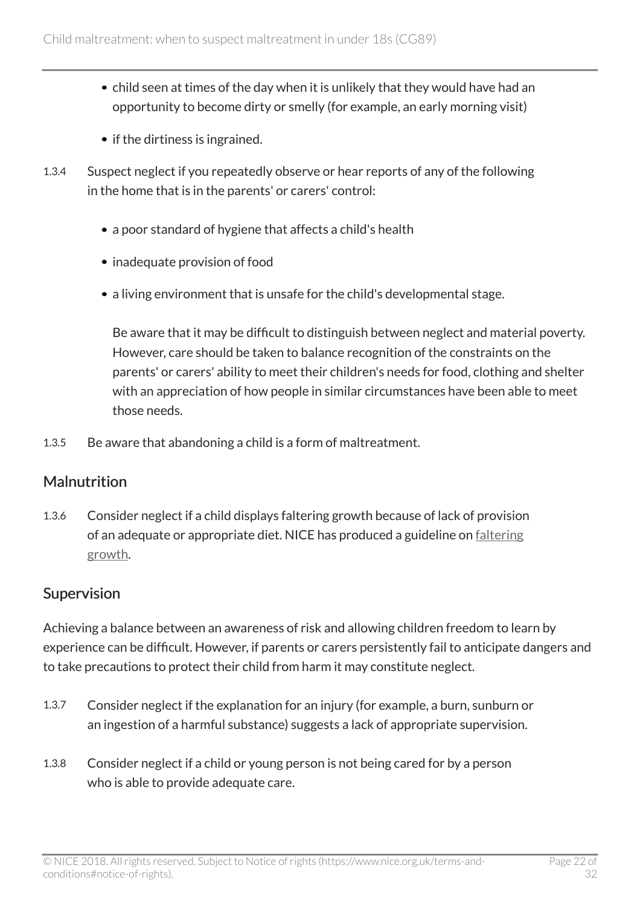- child seen at times of the day when it is unlikely that they would have had an opportunity to become dirty or smelly (for example, an early morning visit)
- if the dirtiness is ingrained.

1.3.4 Suspect neglect if you repeatedly observe or hear reports of any of the following in the home that is in the parents' or carers' control:

- a poor standard of hygiene that affects a child's health
- inadequate provision of food
- a living environment that is unsafe for the child's developmental stage.

  Be aware that it may be difficult to distinguish between neglect and material poverty. However, care should be taken to balance recognition of the constraints on the parents' or carers' ability to meet their children's needs for food, clothing and shelter with an appreciation of how people in similar circumstances have been able to meet those needs.

1.3.5 Be aware that abandoning a child is a form of maltreatment.

## Malnutrition

1.3.6 Consider neglect if a child displays faltering growth because of lack of provision of an adequate or appropriate diet. NICE has produced a guideline on faltering growth.

## Supervision

Achieving a balance between an awareness of risk and allowing children freedom to learn by experience can be difficult. However, if parents or carers persistently fail to anticipate dangers and to take precautions to protect their child from harm it may constitute neglect.

1.3.7 Consider neglect if the explanation for an injury (for example, a burn, sunburn or an ingestion of a harmful substance) suggests a lack of appropriate supervision.

1.3.8 Consider neglect if a child or young person is not being cared for by a person who is able to provide adequate care.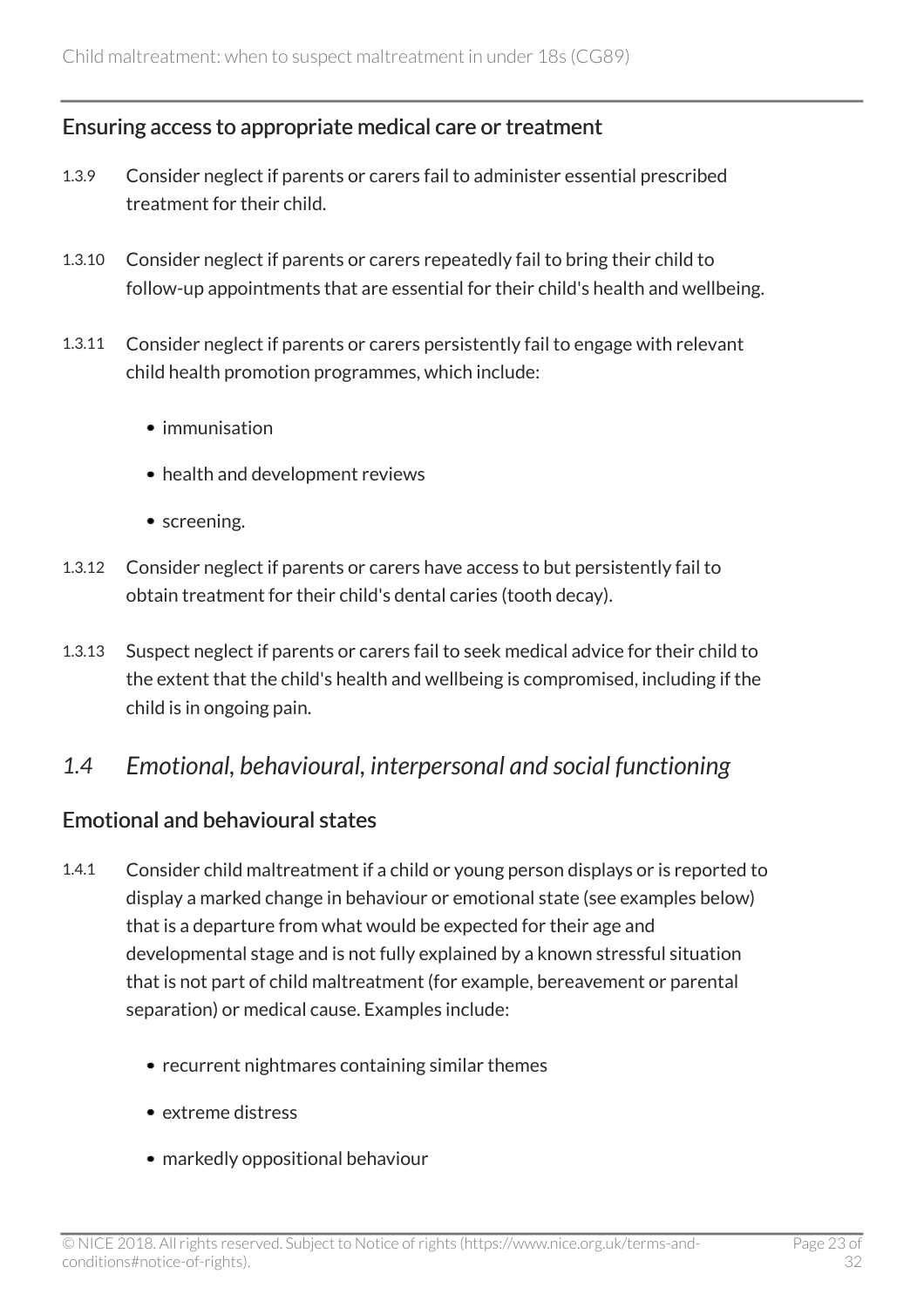### Ensuring access to appropriate medical care or treatment

1.3.9 Consider neglect if parents or carers fail to administer essential prescribed treatment for their child.

1.3.10 Consider neglect if parents or carers repeatedly fail to bring their child to follow-up appointments that are essential for their child's health and wellbeing.

1.3.11 Consider neglect if parents or carers persistently fail to engage with relevant child health promotion programmes, which include:

- immunisation
- health and development reviews
- screening.

1.3.12 Consider neglect if parents or carers have access to but persistently fail to obtain treatment for their child's dental caries (tooth decay).

1.3.13 Suspect neglect if parents or carers fail to seek medical advice for their child to the extent that the child's health and wellbeing is compromised, including if the child is in ongoing pain.

## *1.4 Emotional, behavioural, interpersonal and social functioning*

### Emotional and behavioural states

1.4.1 Consider child maltreatment if a child or young person displays or is reported to display a marked change in behaviour or emotional state (see examples below) that is a departure from what would be expected for their age and developmental stage and is not fully explained by a known stressful situation that is not part of child maltreatment (for example, bereavement or parental separation) or medical cause. Examples include:

- recurrent nightmares containing similar themes
- extreme distress
- markedly oppositional behaviour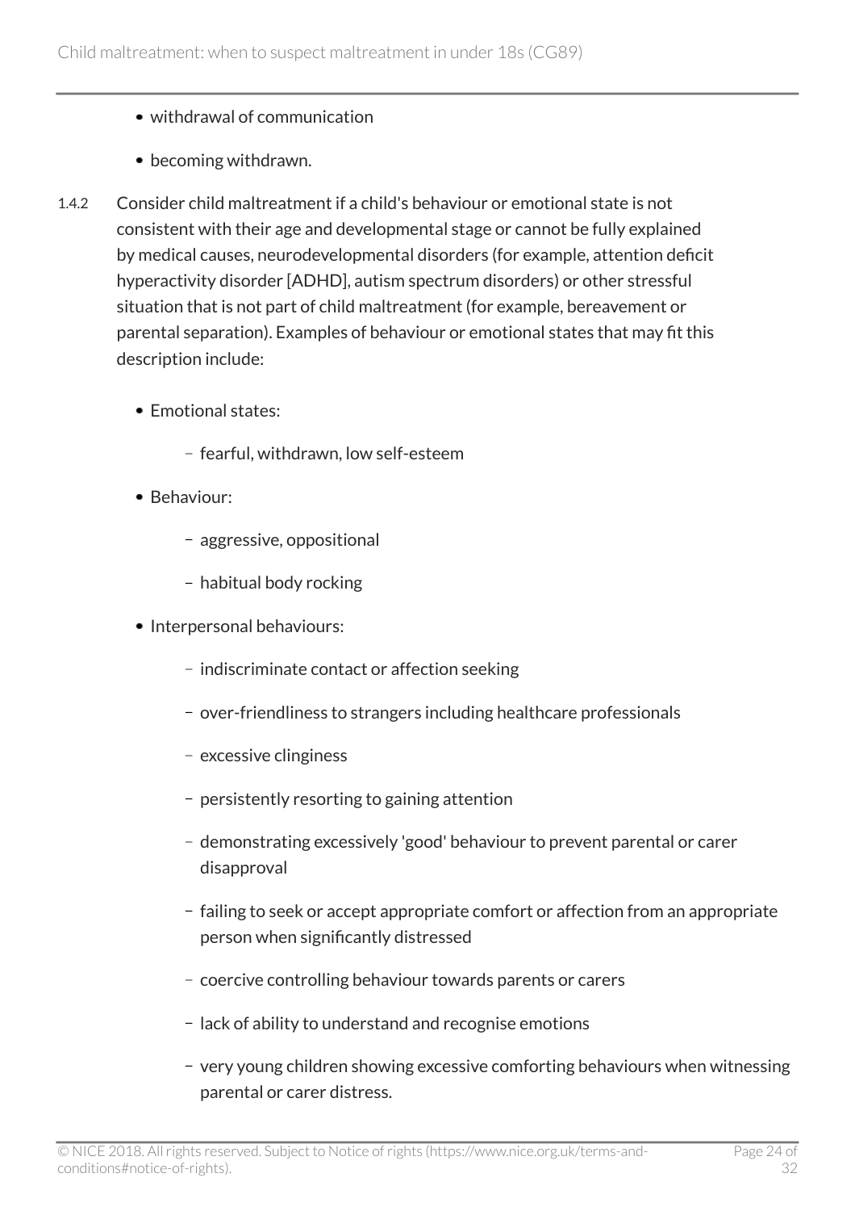- withdrawal of communication
- becoming withdrawn.

1.4.2 Consider child maltreatment if a child's behaviour or emotional state is not consistent with their age and developmental stage or cannot be fully explained by medical causes, neurodevelopmental disorders (for example, attention deficit hyperactivity disorder [ADHD], autism spectrum disorders) or other stressful situation that is not part of child maltreatment (for example, bereavement or parental separation). Examples of behaviour or emotional states that may fit this description include:

- Emotional states:
  - fearful, withdrawn, low self-esteem
- Behaviour:
  - aggressive, oppositional
  - habitual body rocking
- Interpersonal behaviours:
  - indiscriminate contact or affection seeking
  - over-friendliness to strangers including healthcare professionals
  - excessive clinginess
  - persistently resorting to gaining attention
  - demonstrating excessively 'good' behaviour to prevent parental or carer disapproval
  - failing to seek or accept appropriate comfort or affection from an appropriate person when significantly distressed
  - coercive controlling behaviour towards parents or carers
  - lack of ability to understand and recognise emotions
  - very young children showing excessive comforting behaviours when witnessing parental or carer distress.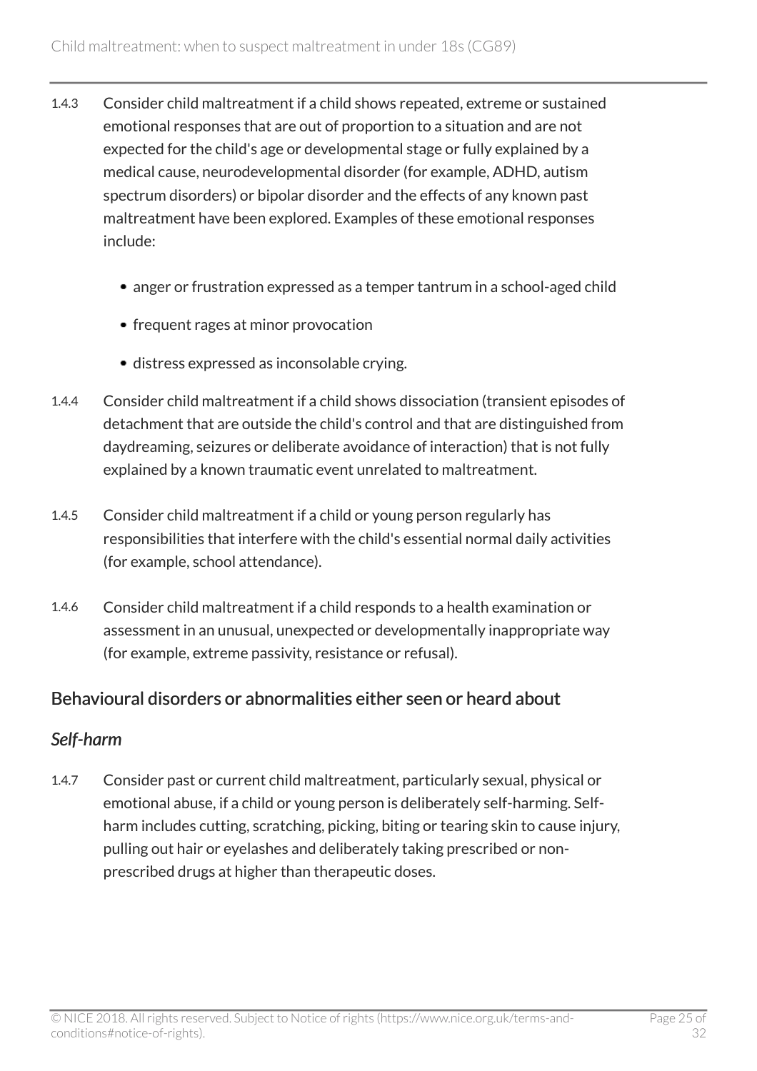1.4.3 Consider child maltreatment if a child shows repeated, extreme or sustained emotional responses that are out of proportion to a situation and are not expected for the child's age or developmental stage or fully explained by a medical cause, neurodevelopmental disorder (for example, ADHD, autism spectrum disorders) or bipolar disorder and the effects of any known past maltreatment have been explored. Examples of these emotional responses include:

- anger or frustration expressed as a temper tantrum in a school-aged child
- frequent rages at minor provocation
- distress expressed as inconsolable crying.

1.4.4 Consider child maltreatment if a child shows dissociation (transient episodes of detachment that are outside the child's control and that are distinguished from daydreaming, seizures or deliberate avoidance of interaction) that is not fully explained by a known traumatic event unrelated to maltreatment.

1.4.5 Consider child maltreatment if a child or young person regularly has responsibilities that interfere with the child's essential normal daily activities (for example, school attendance).

1.4.6 Consider child maltreatment if a child responds to a health examination or assessment in an unusual, unexpected or developmentally inappropriate way (for example, extreme passivity, resistance or refusal).

## Behavioural disorders or abnormalities either seen or heard about

### *Self-harm*

1.4.7 Consider past or current child maltreatment, particularly sexual, physical or emotional abuse, if a child or young person is deliberately self-harming. Self-harm includes cutting, scratching, picking, biting or tearing skin to cause injury, pulling out hair or eyelashes and deliberately taking prescribed or non-prescribed drugs at higher than therapeutic doses.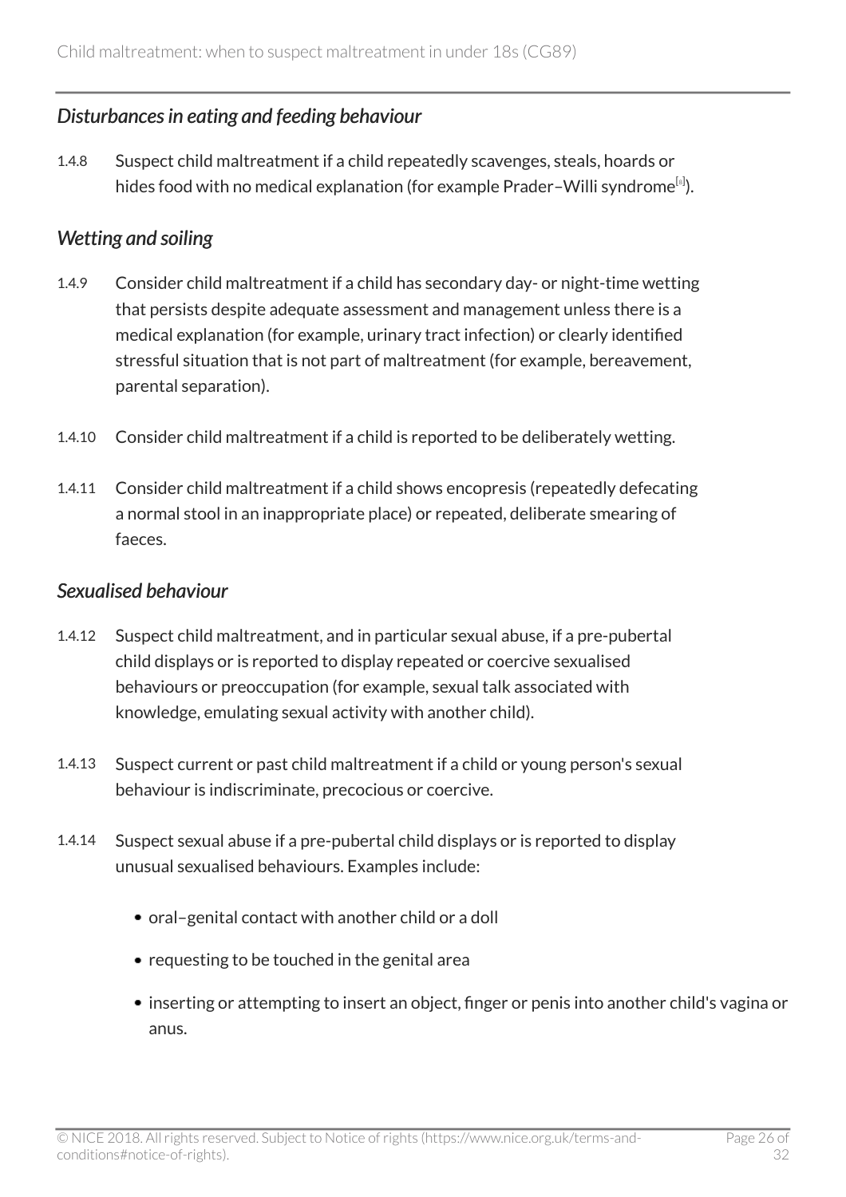### *Disturbances in eating and feeding behaviour*

1.4.8 Suspect child maltreatment if a child repeatedly scavenges, steals, hoards or hides food with no medical explanation (for example Prader–Willi syndrome[8]).

### *Wetting and soiling*

1.4.9 Consider child maltreatment if a child has secondary day- or night-time wetting that persists despite adequate assessment and management unless there is a medical explanation (for example, urinary tract infection) or clearly identified stressful situation that is not part of maltreatment (for example, bereavement, parental separation).

1.4.10 Consider child maltreatment if a child is reported to be deliberately wetting.

1.4.11 Consider child maltreatment if a child shows encopresis (repeatedly defecating a normal stool in an inappropriate place) or repeated, deliberate smearing of faeces.

### *Sexualised behaviour*

1.4.12 Suspect child maltreatment, and in particular sexual abuse, if a pre-pubertal child displays or is reported to display repeated or coercive sexualised behaviours or preoccupation (for example, sexual talk associated with knowledge, emulating sexual activity with another child).

1.4.13 Suspect current or past child maltreatment if a child or young person's sexual behaviour is indiscriminate, precocious or coercive.

1.4.14 Suspect sexual abuse if a pre-pubertal child displays or is reported to display unusual sexualised behaviours. Examples include:

- oral–genital contact with another child or a doll
- requesting to be touched in the genital area
- inserting or attempting to insert an object, finger or penis into another child's vagina or anus.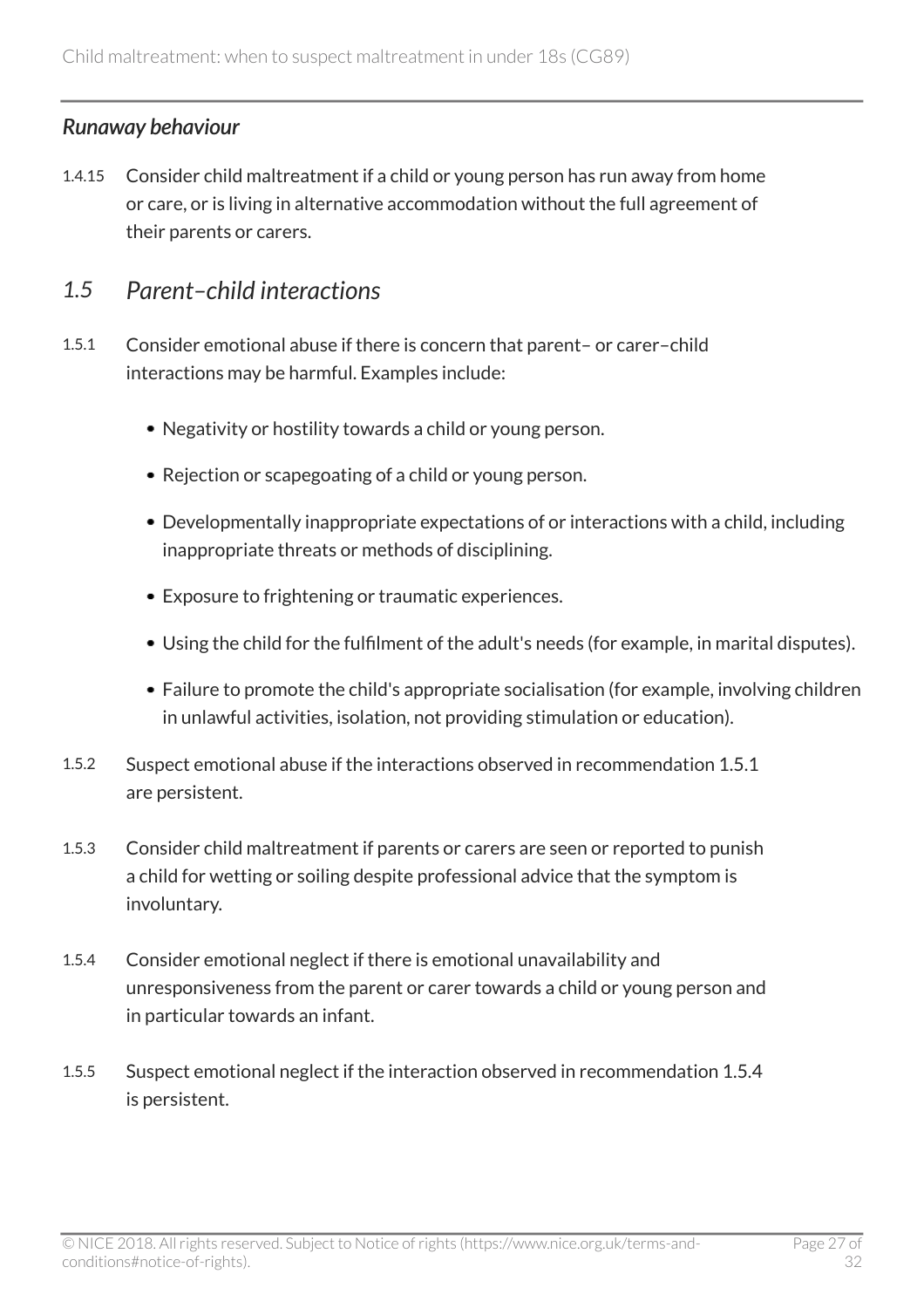### *Runaway behaviour*

1.4.15 Consider child maltreatment if a child or young person has run away from home or care, or is living in alternative accommodation without the full agreement of their parents or carers.

## *1.5 Parent–child interactions*

1.5.1 Consider emotional abuse if there is concern that parent– or carer–child interactions may be harmful. Examples include:

- Negativity or hostility towards a child or young person.
- Rejection or scapegoating of a child or young person.
- Developmentally inappropriate expectations of or interactions with a child, including inappropriate threats or methods of disciplining.
- Exposure to frightening or traumatic experiences.
- Using the child for the fulfilment of the adult's needs (for example, in marital disputes).
- Failure to promote the child's appropriate socialisation (for example, involving children in unlawful activities, isolation, not providing stimulation or education).

1.5.2 Suspect emotional abuse if the interactions observed in recommendation 1.5.1 are persistent.

1.5.3 Consider child maltreatment if parents or carers are seen or reported to punish a child for wetting or soiling despite professional advice that the symptom is involuntary.

1.5.4 Consider emotional neglect if there is emotional unavailability and unresponsiveness from the parent or carer towards a child or young person and in particular towards an infant.

1.5.5 Suspect emotional neglect if the interaction observed in recommendation 1.5.4 is persistent.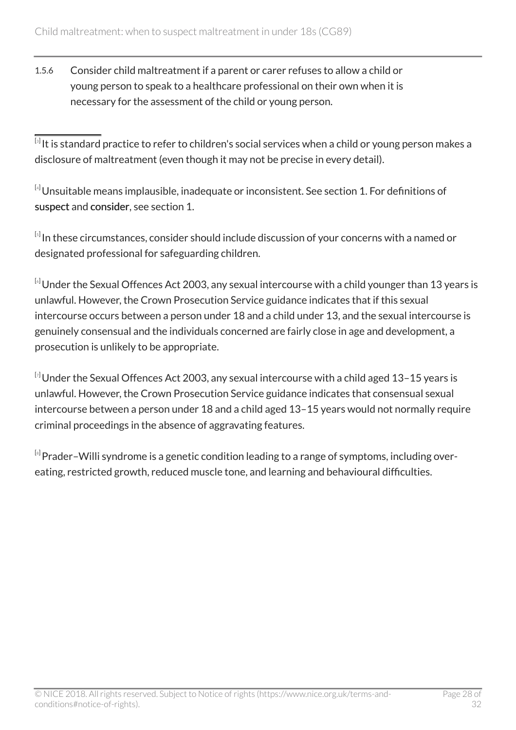1.5.6 Consider child maltreatment if a parent or carer refuses to allow a child or young person to speak to a healthcare professional on their own when it is necessary for the assessment of the child or young person.

---

[3] It is standard practice to refer to children's social services when a child or young person makes a disclosure of maltreatment (even though it may not be precise in every detail).

[4] Unsuitable means implausible, inadequate or inconsistent. See section 1. For definitions of suspect and consider, see section 1.

[5] In these circumstances, consider should include discussion of your concerns with a named or designated professional for safeguarding children.

[6] Under the Sexual Offences Act 2003, any sexual intercourse with a child younger than 13 years is unlawful. However, the Crown Prosecution Service guidance indicates that if this sexual intercourse occurs between a person under 18 and a child under 13, and the sexual intercourse is genuinely consensual and the individuals concerned are fairly close in age and development, a prosecution is unlikely to be appropriate.

[7] Under the Sexual Offences Act 2003, any sexual intercourse with a child aged 13–15 years is unlawful. However, the Crown Prosecution Service guidance indicates that consensual sexual intercourse between a person under 18 and a child aged 13–15 years would not normally require criminal proceedings in the absence of aggravating features.

[8] Prader–Willi syndrome is a genetic condition leading to a range of symptoms, including over-eating, restricted growth, reduced muscle tone, and learning and behavioural difficulties.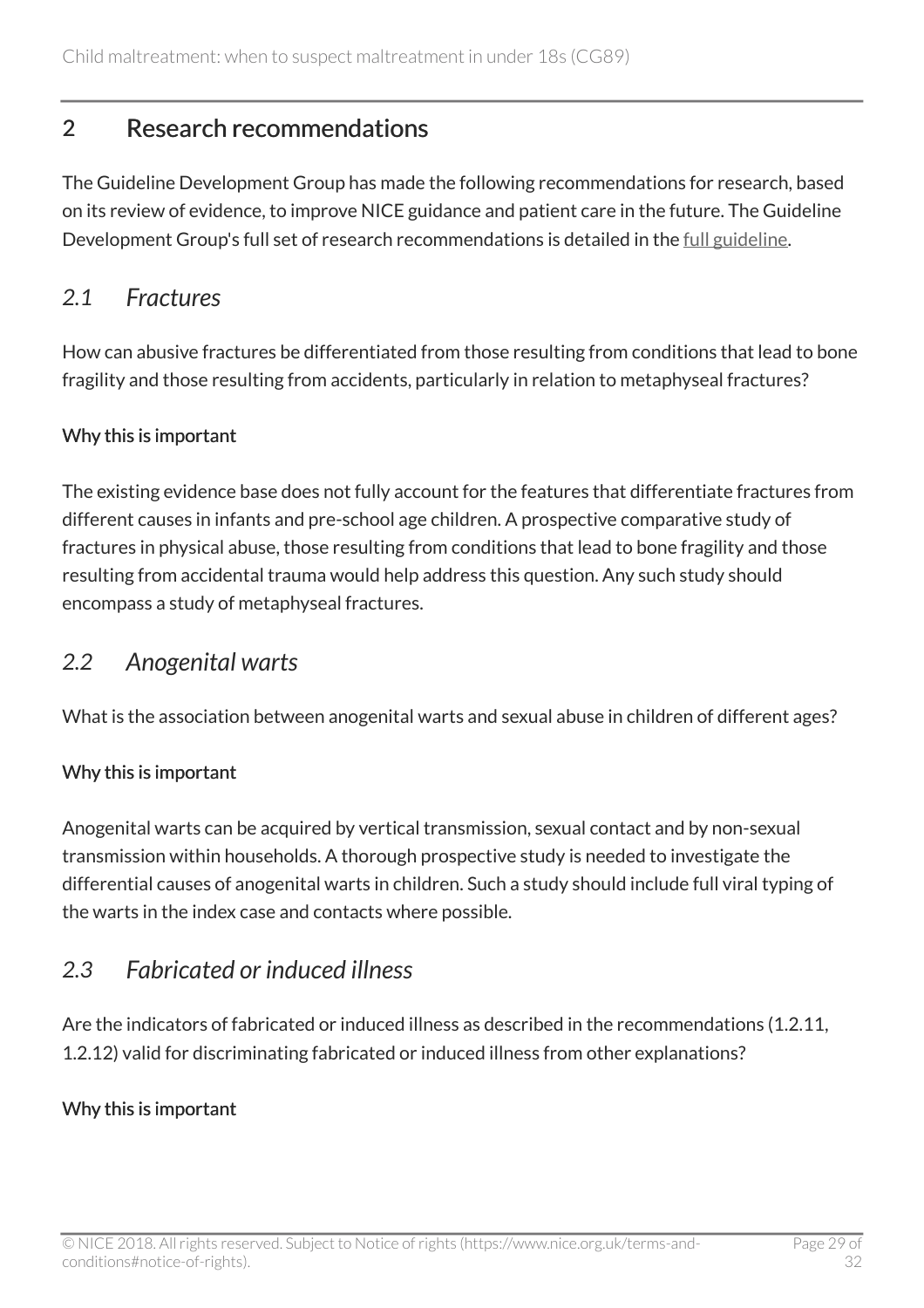## 2 Research recommendations

The Guideline Development Group has made the following recommendations for research, based on its review of evidence, to improve NICE guidance and patient care in the future. The Guideline Development Group's full set of research recommendations is detailed in the full guideline.

### *2.1 Fractures*

How can abusive fractures be differentiated from those resulting from conditions that lead to bone fragility and those resulting from accidents, particularly in relation to metaphyseal fractures?

#### Why this is important

The existing evidence base does not fully account for the features that differentiate fractures from different causes in infants and pre-school age children. A prospective comparative study of fractures in physical abuse, those resulting from conditions that lead to bone fragility and those resulting from accidental trauma would help address this question. Any such study should encompass a study of metaphyseal fractures.

### *2.2 Anogenital warts*

What is the association between anogenital warts and sexual abuse in children of different ages?

#### Why this is important

Anogenital warts can be acquired by vertical transmission, sexual contact and by non-sexual transmission within households. A thorough prospective study is needed to investigate the differential causes of anogenital warts in children. Such a study should include full viral typing of the warts in the index case and contacts where possible.

### *2.3 Fabricated or induced illness*

Are the indicators of fabricated or induced illness as described in the recommendations (1.2.11, 1.2.12) valid for discriminating fabricated or induced illness from other explanations?

#### Why this is important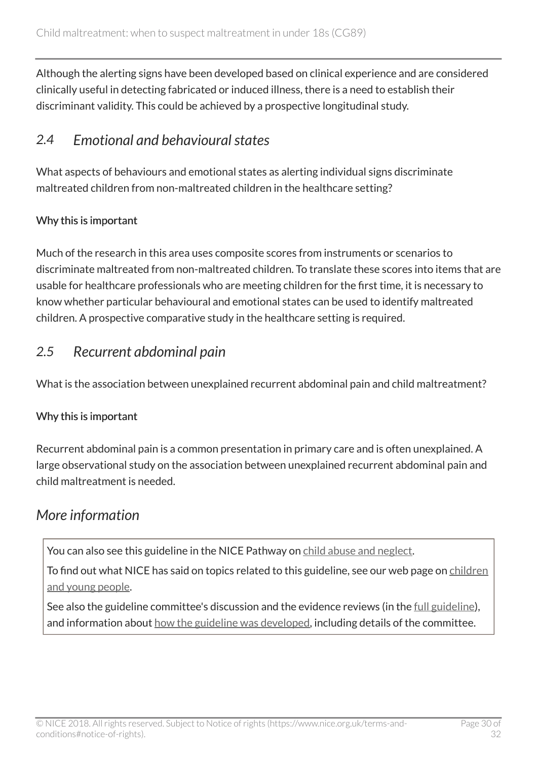Although the alerting signs have been developed based on clinical experience and are considered clinically useful in detecting fabricated or induced illness, there is a need to establish their discriminant validity. This could be achieved by a prospective longitudinal study.

## *2.4 Emotional and behavioural states*

What aspects of behaviours and emotional states as alerting individual signs discriminate maltreated children from non-maltreated children in the healthcare setting?

### Why this is important

Much of the research in this area uses composite scores from instruments or scenarios to discriminate maltreated from non-maltreated children. To translate these scores into items that are usable for healthcare professionals who are meeting children for the first time, it is necessary to know whether particular behavioural and emotional states can be used to identify maltreated children. A prospective comparative study in the healthcare setting is required.

## *2.5 Recurrent abdominal pain*

What is the association between unexplained recurrent abdominal pain and child maltreatment?

### Why this is important

Recurrent abdominal pain is a common presentation in primary care and is often unexplained. A large observational study on the association between unexplained recurrent abdominal pain and child maltreatment is needed.

# *More information*

You can also see this guideline in the NICE Pathway on child abuse and neglect.

To find out what NICE has said on topics related to this guideline, see our web page on children and young people.

See also the guideline committee's discussion and the evidence reviews (in the full guideline), and information about how the guideline was developed, including details of the committee.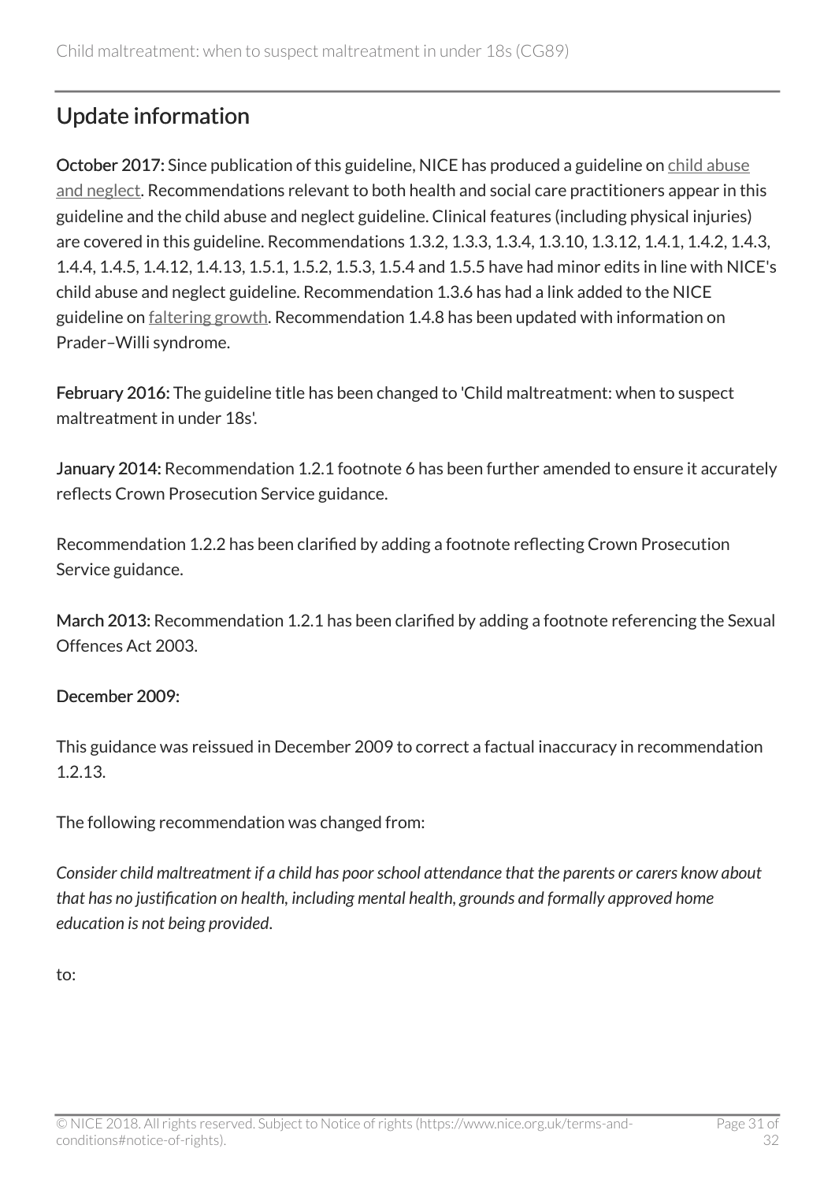## Update information

**October 2017:** Since publication of this guideline, NICE has produced a guideline on child abuse and neglect. Recommendations relevant to both health and social care practitioners appear in this guideline and the child abuse and neglect guideline. Clinical features (including physical injuries) are covered in this guideline. Recommendations 1.3.2, 1.3.3, 1.3.4, 1.3.10, 1.3.12, 1.4.1, 1.4.2, 1.4.3, 1.4.4, 1.4.5, 1.4.12, 1.4.13, 1.5.1, 1.5.2, 1.5.3, 1.5.4 and 1.5.5 have had minor edits in line with NICE's child abuse and neglect guideline. Recommendation 1.3.6 has had a link added to the NICE guideline on faltering growth. Recommendation 1.4.8 has been updated with information on Prader–Willi syndrome.

**February 2016:** The guideline title has been changed to 'Child maltreatment: when to suspect maltreatment in under 18s'.

**January 2014:** Recommendation 1.2.1 footnote 6 has been further amended to ensure it accurately reflects Crown Prosecution Service guidance.

Recommendation 1.2.2 has been clarified by adding a footnote reflecting Crown Prosecution Service guidance.

**March 2013:** Recommendation 1.2.1 has been clarified by adding a footnote referencing the Sexual Offences Act 2003.

**December 2009:**

This guidance was reissued in December 2009 to correct a factual inaccuracy in recommendation 1.2.13.

The following recommendation was changed from:

*Consider child maltreatment if a child has poor school attendance that the parents or carers know about that has no justification on health, including mental health, grounds and formally approved home education is not being provided.*

to: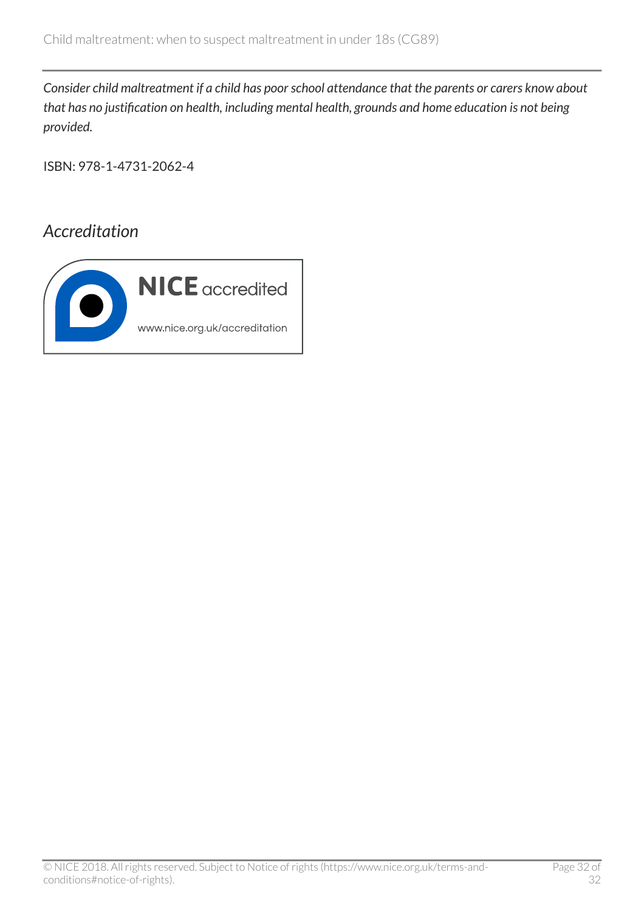*Consider child maltreatment if a child has poor school attendance that the parents or carers know about that has no justification on health, including mental health, grounds and home education is not being provided.*

ISBN: 978-1-4731-2062-4

## *Accreditation*

NICE accredited

www.nice.org.uk/accreditation